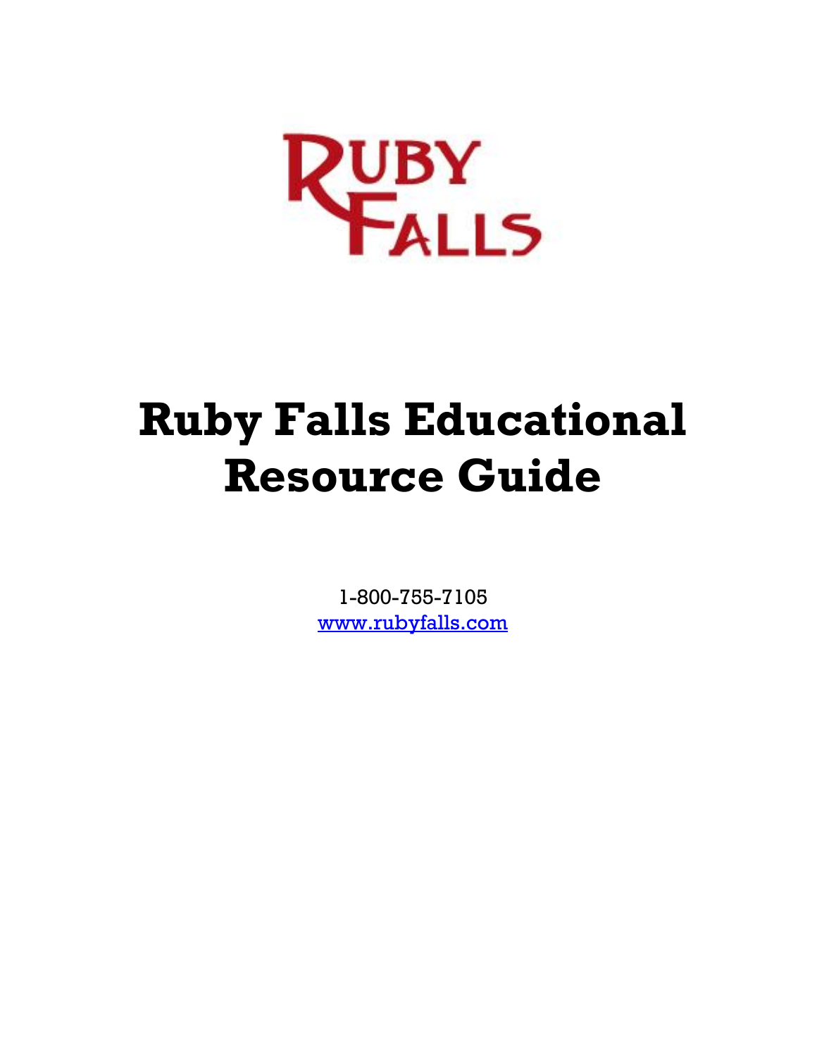RUBY FALLS

# Ruby Falls Educational Resource Guide

1-800-755-7105

www.rubyfalls.com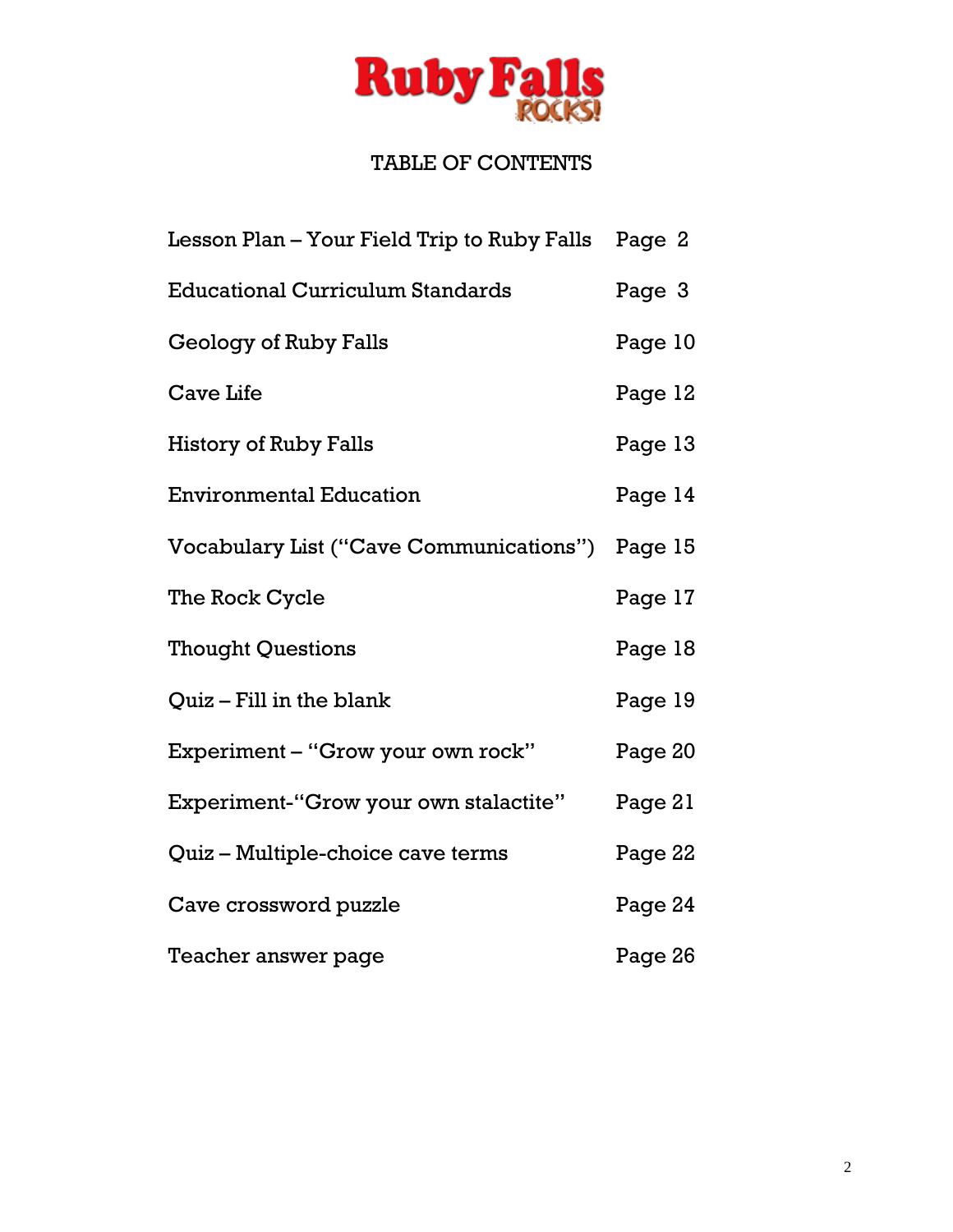Ruby Falls ROCKS!

# TABLE OF CONTENTS

| | |
|---|---|
| Lesson Plan – Your Field Trip to Ruby Falls | Page 2 |
| Educational Curriculum Standards | Page 3 |
| Geology of Ruby Falls | Page 10 |
| Cave Life | Page 12 |
| History of Ruby Falls | Page 13 |
| Environmental Education | Page 14 |
| Vocabulary List ("Cave Communications") | Page 15 |
| The Rock Cycle | Page 17 |
| Thought Questions | Page 18 |
| Quiz – Fill in the blank | Page 19 |
| Experiment – "Grow your own rock" | Page 20 |
| Experiment-"Grow your own stalactite" | Page 21 |
| Quiz – Multiple-choice cave terms | Page 22 |
| Cave crossword puzzle | Page 24 |
| Teacher answer page | Page 26 |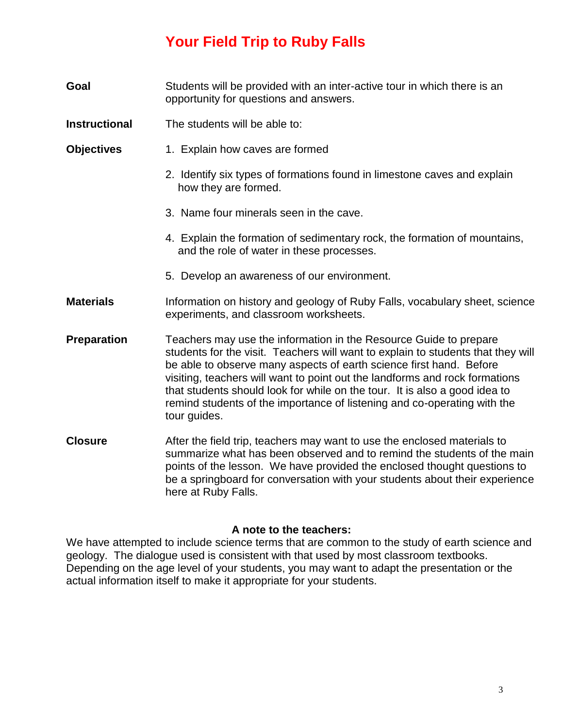# Your Field Trip to Ruby Falls

**Goal**

Students will be provided with an inter-active tour in which there is an opportunity for questions and answers.

**Instructional Objectives**

The students will be able to:

1. Explain how caves are formed
2. Identify six types of formations found in limestone caves and explain how they are formed.
3. Name four minerals seen in the cave.
4. Explain the formation of sedimentary rock, the formation of mountains, and the role of water in these processes.
5. Develop an awareness of our environment.

**Materials**

Information on history and geology of Ruby Falls, vocabulary sheet, science experiments, and classroom worksheets.

**Preparation**

Teachers may use the information in the Resource Guide to prepare students for the visit. Teachers will want to explain to students that they will be able to observe many aspects of earth science first hand. Before visiting, teachers will want to point out the landforms and rock formations that students should look for while on the tour. It is also a good idea to remind students of the importance of listening and co-operating with the tour guides.

**Closure**

After the field trip, teachers may want to use the enclosed materials to summarize what has been observed and to remind the students of the main points of the lesson. We have provided the enclosed thought questions to be a springboard for conversation with your students about their experience here at Ruby Falls.

**A note to the teachers:**

We have attempted to include science terms that are common to the study of earth science and geology. The dialogue used is consistent with that used by most classroom textbooks. Depending on the age level of your students, you may want to adapt the presentation or the actual information itself to make it appropriate for your students.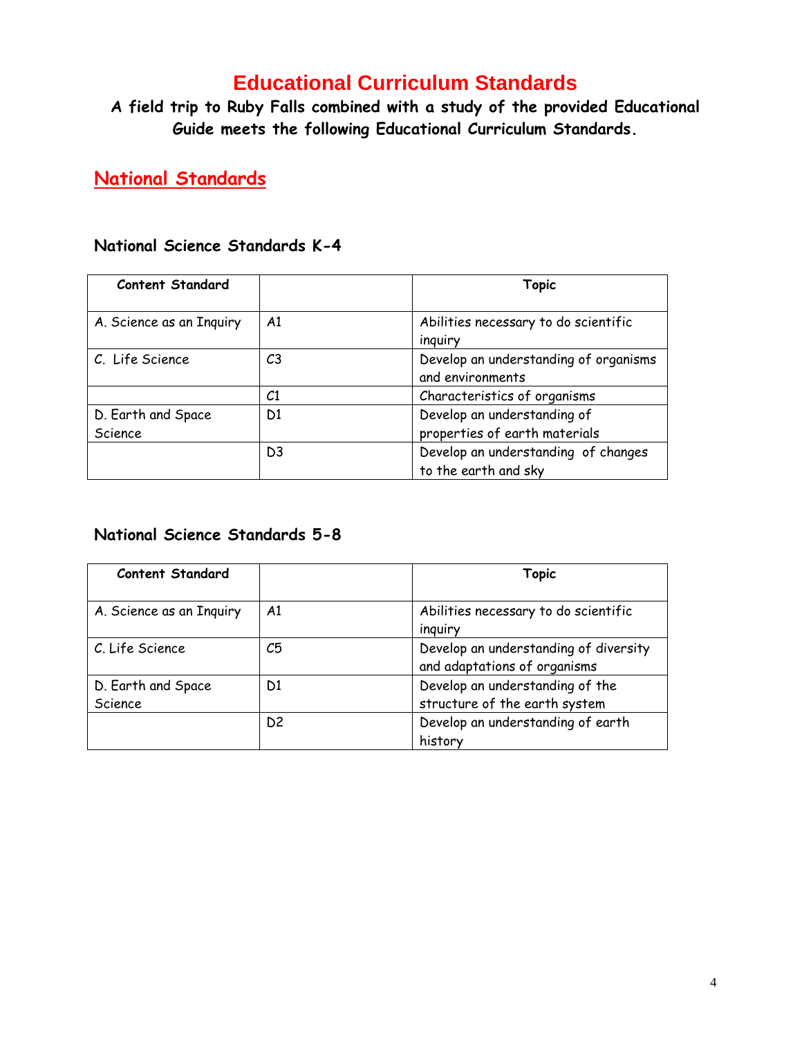# Educational Curriculum Standards

**A field trip to Ruby Falls combined with a study of the provided Educational Guide meets the following Educational Curriculum Standards.**

## National Standards

### National Science Standards K-4

| Content Standard | | Topic |
|---|---|---|
| A. Science as an Inquiry | A1 | Abilities necessary to do scientific inquiry |
| C. Life Science | C3 | Develop an understanding of organisms and environments |
| | C1 | Characteristics of organisms |
| D. Earth and Space Science | D1 | Develop an understanding of properties of earth materials |
| | D3 | Develop an understanding of changes to the earth and sky |

### National Science Standards 5-8

| Content Standard | | Topic |
|---|---|---|
| A. Science as an Inquiry | A1 | Abilities necessary to do scientific inquiry |
| C. Life Science | C5 | Develop an understanding of diversity and adaptations of organisms |
| D. Earth and Space Science | D1 | Develop an understanding of the structure of the earth system |
| | D2 | Develop an understanding of earth history |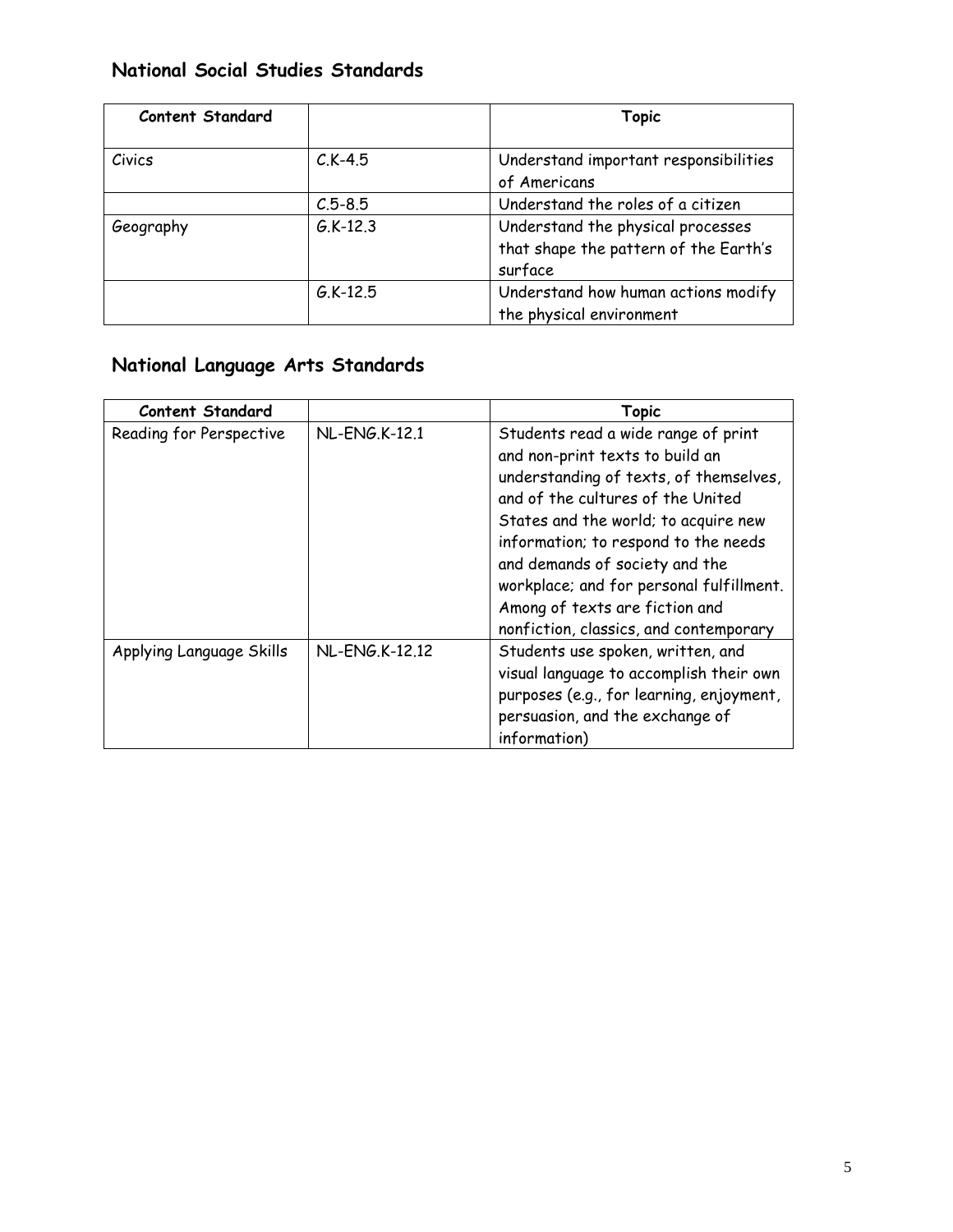## National Social Studies Standards

| Content Standard | | Topic |
|---|---|---|
| Civics | C.K-4.5 | Understand important responsibilities of Americans |
| | C.5-8.5 | Understand the roles of a citizen |
| Geography | G.K-12.3 | Understand the physical processes that shape the pattern of the Earth's surface |
| | G.K-12.5 | Understand how human actions modify the physical environment |

## National Language Arts Standards

| Content Standard | | Topic |
|---|---|---|
| Reading for Perspective | NL-ENG.K-12.1 | Students read a wide range of print and non-print texts to build an understanding of texts, of themselves, and of the cultures of the United States and the world; to acquire new information; to respond to the needs and demands of society and the workplace; and for personal fulfillment. Among of texts are fiction and nonfiction, classics, and contemporary |
| Applying Language Skills | NL-ENG.K-12.12 | Students use spoken, written, and visual language to accomplish their own purposes (e.g., for learning, enjoyment, persuasion, and the exchange of information) |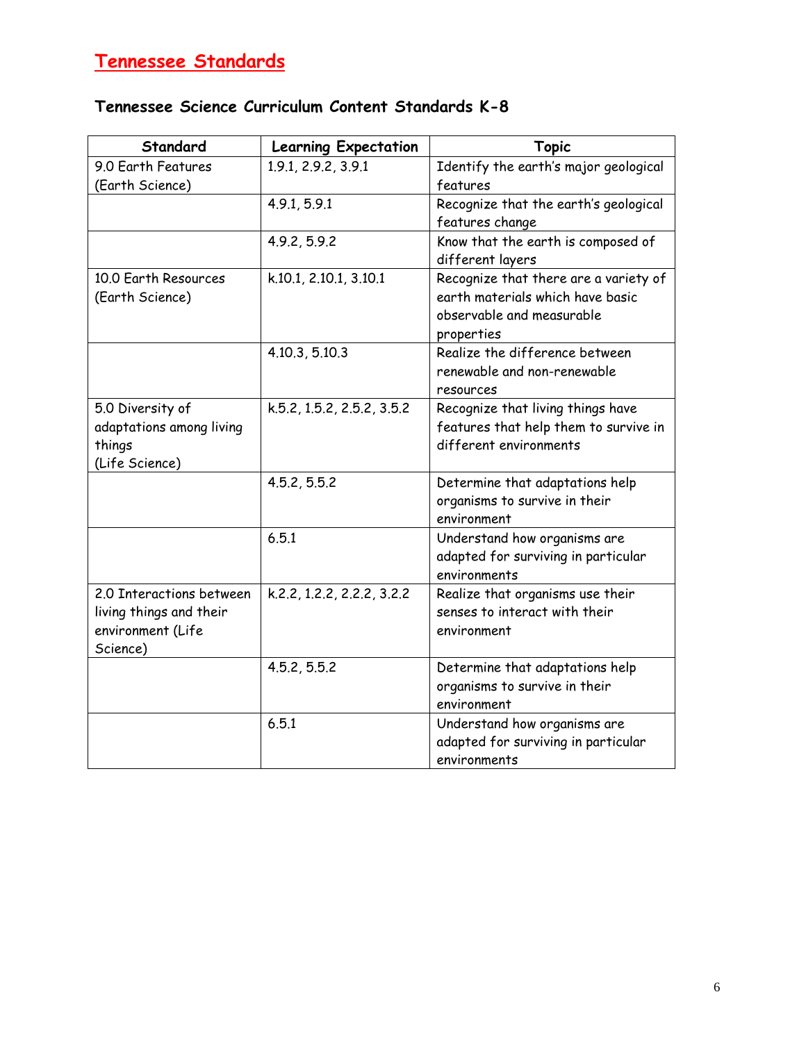# Tennessee Standards

## Tennessee Science Curriculum Content Standards K-8

| Standard | Learning Expectation | Topic |
|---|---|---|
| 9.0 Earth Features (Earth Science) | 1.9.1, 2.9.2, 3.9.1 | Identify the earth's major geological features |
| | 4.9.1, 5.9.1 | Recognize that the earth's geological features change |
| | 4.9.2, 5.9.2 | Know that the earth is composed of different layers |
| 10.0 Earth Resources (Earth Science) | k.10.1, 2.10.1, 3.10.1 | Recognize that there are a variety of earth materials which have basic observable and measurable properties |
| | 4.10.3, 5.10.3 | Realize the difference between renewable and non-renewable resources |
| 5.0 Diversity of adaptations among living things (Life Science) | k.5.2, 1.5.2, 2.5.2, 3.5.2 | Recognize that living things have features that help them to survive in different environments |
| | 4.5.2, 5.5.2 | Determine that adaptations help organisms to survive in their environment |
| | 6.5.1 | Understand how organisms are adapted for surviving in particular environments |
| 2.0 Interactions between living things and their environment (Life Science) | k.2.2, 1.2.2, 2.2.2, 3.2.2 | Realize that organisms use their senses to interact with their environment |
| | 4.5.2, 5.5.2 | Determine that adaptations help organisms to survive in their environment |
| | 6.5.1 | Understand how organisms are adapted for surviving in particular environments |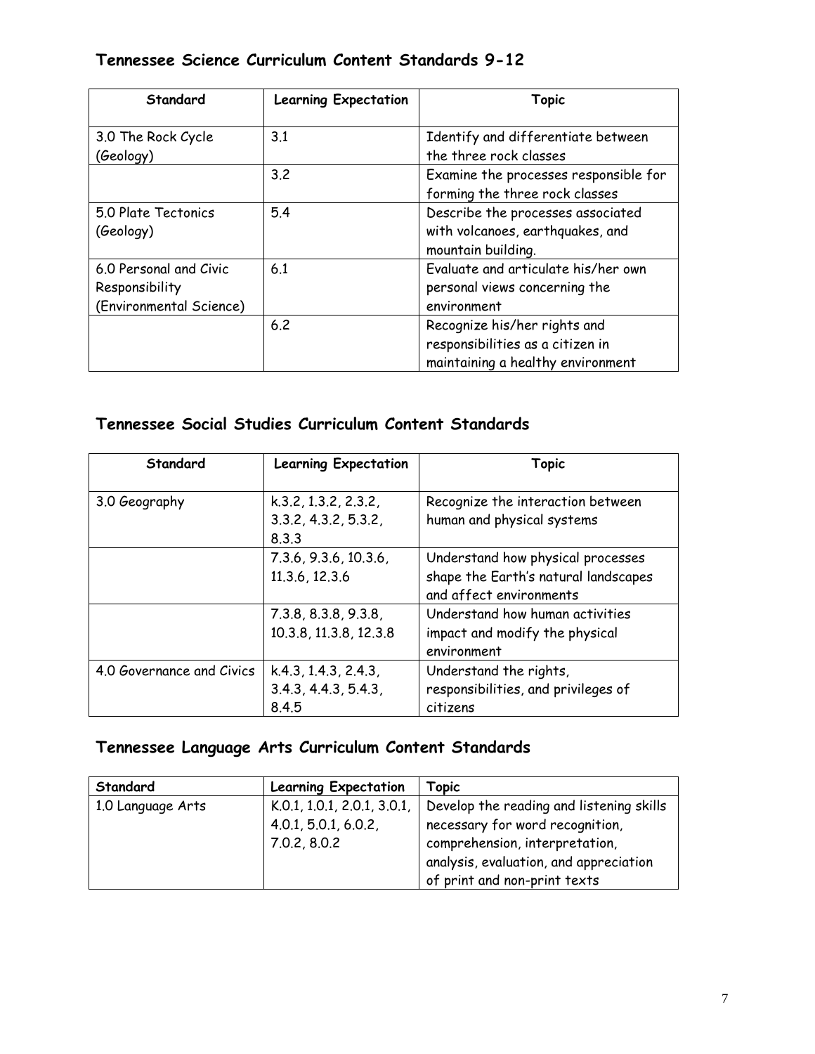## Tennessee Science Curriculum Content Standards 9-12

| Standard | Learning Expectation | Topic |
|---|---|---|
| 3.0 The Rock Cycle (Geology) | 3.1 | Identify and differentiate between the three rock classes |
| | 3.2 | Examine the processes responsible for forming the three rock classes |
| 5.0 Plate Tectonics (Geology) | 5.4 | Describe the processes associated with volcanoes, earthquakes, and mountain building. |
| 6.0 Personal and Civic Responsibility (Environmental Science) | 6.1 | Evaluate and articulate his/her own personal views concerning the environment |
| | 6.2 | Recognize his/her rights and responsibilities as a citizen in maintaining a healthy environment |

## Tennessee Social Studies Curriculum Content Standards

| Standard | Learning Expectation | Topic |
|---|---|---|
| 3.0 Geography | k.3.2, 1.3.2, 2.3.2, 3.3.2, 4.3.2, 5.3.2, 8.3.3 | Recognize the interaction between human and physical systems |
| | 7.3.6, 9.3.6, 10.3.6, 11.3.6, 12.3.6 | Understand how physical processes shape the Earth's natural landscapes and affect environments |
| | 7.3.8, 8.3.8, 9.3.8, 10.3.8, 11.3.8, 12.3.8 | Understand how human activities impact and modify the physical environment |
| 4.0 Governance and Civics | k.4.3, 1.4.3, 2.4.3, 3.4.3, 4.4.3, 5.4.3, 8.4.5 | Understand the rights, responsibilities, and privileges of citizens |

## Tennessee Language Arts Curriculum Content Standards

| Standard | Learning Expectation | Topic |
|---|---|---|
| 1.0 Language Arts | K.0.1, 1.0.1, 2.0.1, 3.0.1, 4.0.1, 5.0.1, 6.0.2, 7.0.2, 8.0.2 | Develop the reading and listening skills necessary for word recognition, comprehension, interpretation, analysis, evaluation, and appreciation of print and non-print texts |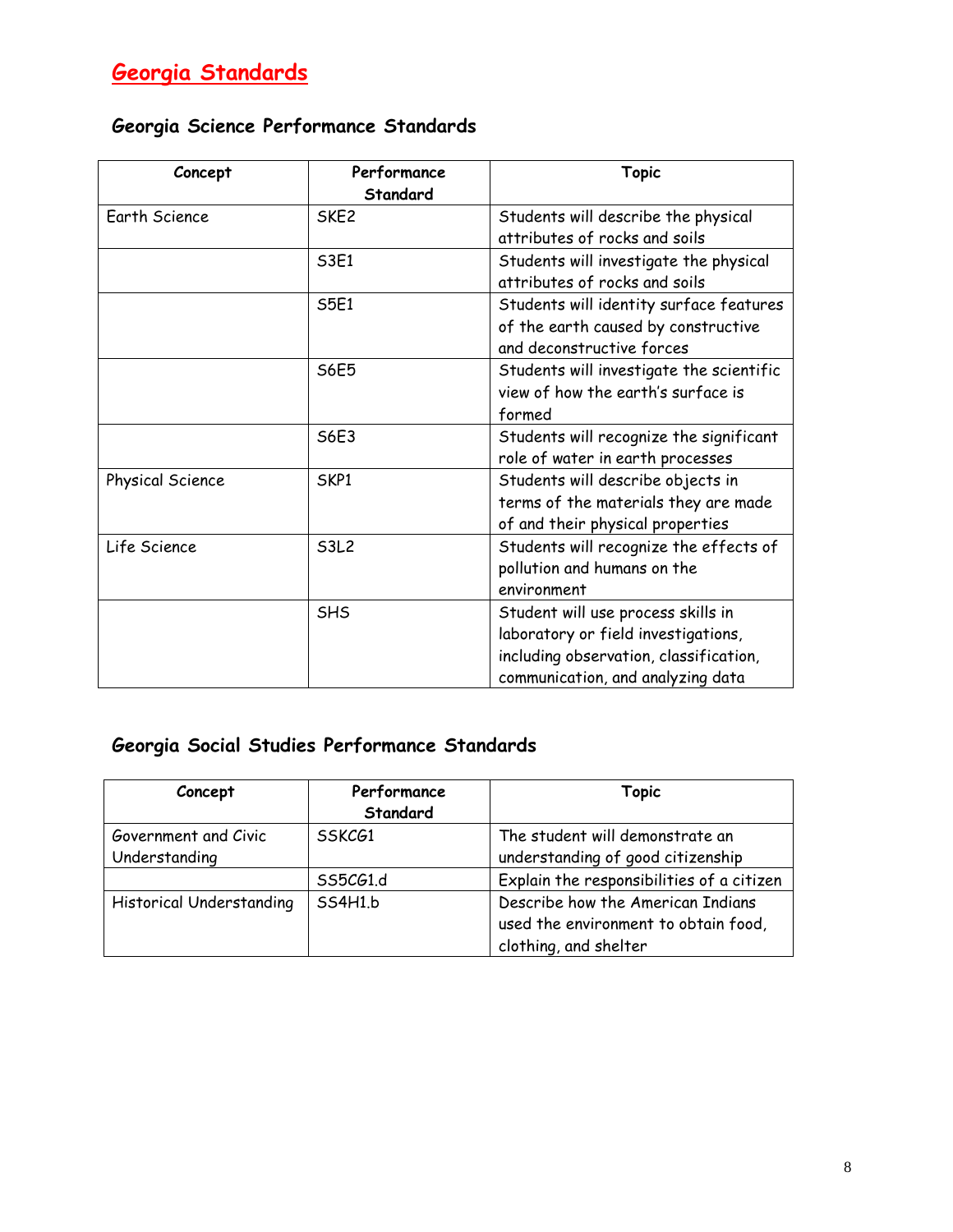# Georgia Standards

## Georgia Science Performance Standards

| Concept | Performance Standard | Topic |
|---|---|---|
| Earth Science | SKE2 | Students will describe the physical attributes of rocks and soils |
| | S3E1 | Students will investigate the physical attributes of rocks and soils |
| | S5E1 | Students will identity surface features of the earth caused by constructive and deconstructive forces |
| | S6E5 | Students will investigate the scientific view of how the earth's surface is formed |
| | S6E3 | Students will recognize the significant role of water in earth processes |
| Physical Science | SKP1 | Students will describe objects in terms of the materials they are made of and their physical properties |
| Life Science | S3L2 | Students will recognize the effects of pollution and humans on the environment |
| | SHS | Student will use process skills in laboratory or field investigations, including observation, classification, communication, and analyzing data |

## Georgia Social Studies Performance Standards

| Concept | Performance Standard | Topic |
|---|---|---|
| Government and Civic Understanding | SSKCG1 | The student will demonstrate an understanding of good citizenship |
| | SS5CG1.d | Explain the responsibilities of a citizen |
| Historical Understanding | SS4H1.b | Describe how the American Indians used the environment to obtain food, clothing, and shelter |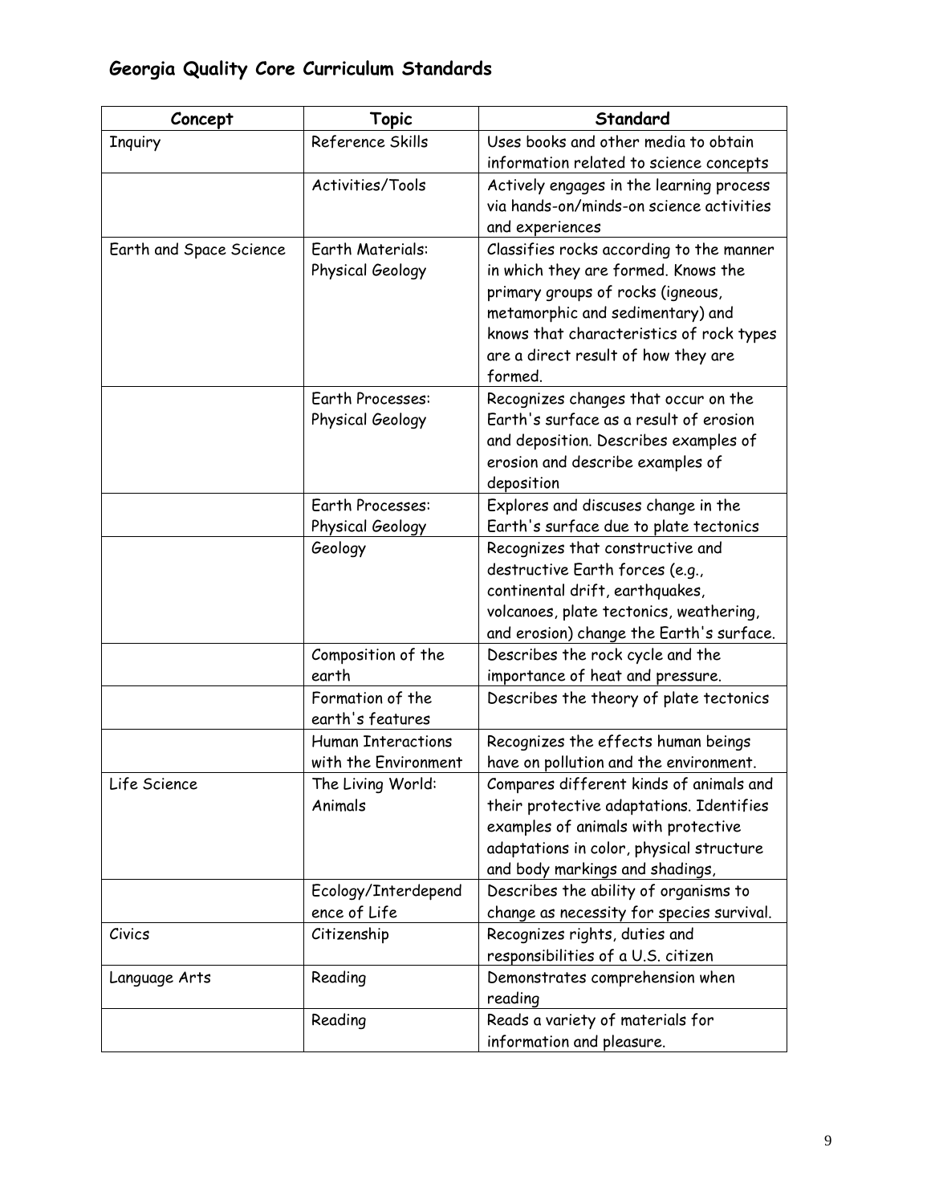## Georgia Quality Core Curriculum Standards

| Concept | Topic | Standard |
|---|---|---|
| Inquiry | Reference Skills | Uses books and other media to obtain information related to science concepts |
| | Activities/Tools | Actively engages in the learning process via hands-on/minds-on science activities and experiences |
| Earth and Space Science | Earth Materials: Physical Geology | Classifies rocks according to the manner in which they are formed. Knows the primary groups of rocks (igneous, metamorphic and sedimentary) and knows that characteristics of rock types are a direct result of how they are formed. |
| | Earth Processes: Physical Geology | Recognizes changes that occur on the Earth's surface as a result of erosion and deposition. Describes examples of erosion and describe examples of deposition |
| | Earth Processes: Physical Geology | Explores and discuses change in the Earth's surface due to plate tectonics |
| | Geology | Recognizes that constructive and destructive Earth forces (e.g., continental drift, earthquakes, volcanoes, plate tectonics, weathering, and erosion) change the Earth's surface. |
| | Composition of the earth | Describes the rock cycle and the importance of heat and pressure. |
| | Formation of the earth's features | Describes the theory of plate tectonics |
| | Human Interactions with the Environment | Recognizes the effects human beings have on pollution and the environment. |
| Life Science | The Living World: Animals | Compares different kinds of animals and their protective adaptations. Identifies examples of animals with protective adaptations in color, physical structure and body markings and shadings, |
| | Ecology/Interdependence of Life | Describes the ability of organisms to change as necessity for species survival. |
| Civics | Citizenship | Recognizes rights, duties and responsibilities of a U.S. citizen |
| Language Arts | Reading | Demonstrates comprehension when reading |
| | Reading | Reads a variety of materials for information and pleasure. |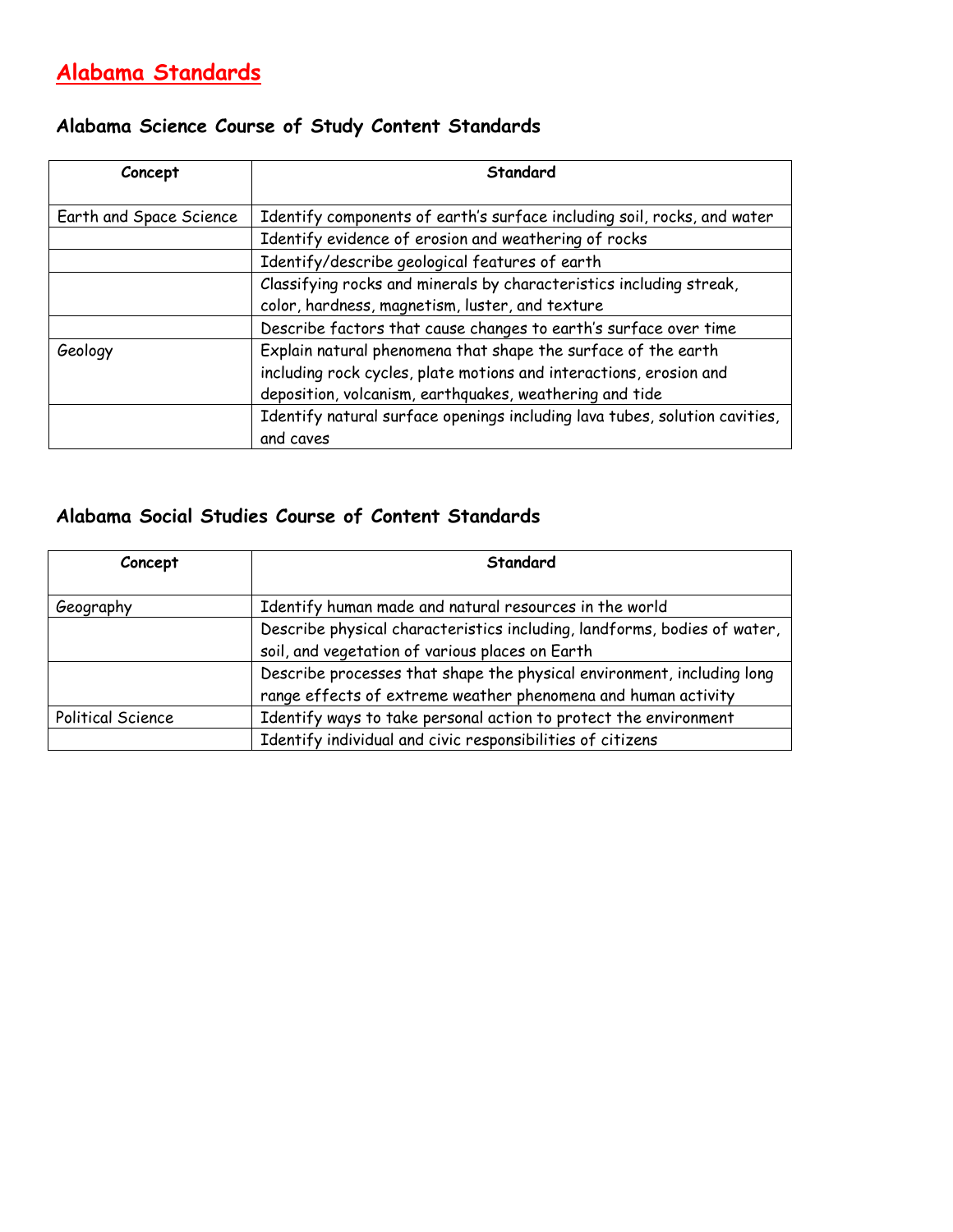# Alabama Standards

## Alabama Science Course of Study Content Standards

| Concept | Standard |
| --- | --- |
| Earth and Space Science | Identify components of earth's surface including soil, rocks, and water |
| | Identify evidence of erosion and weathering of rocks |
| | Identify/describe geological features of earth |
| | Classifying rocks and minerals by characteristics including streak, color, hardness, magnetism, luster, and texture |
| | Describe factors that cause changes to earth's surface over time |
| Geology | Explain natural phenomena that shape the surface of the earth including rock cycles, plate motions and interactions, erosion and deposition, volcanism, earthquakes, weathering and tide |
| | Identify natural surface openings including lava tubes, solution cavities, and caves |

## Alabama Social Studies Course of Content Standards

| Concept | Standard |
| --- | --- |
| Geography | Identify human made and natural resources in the world |
| | Describe physical characteristics including, landforms, bodies of water, soil, and vegetation of various places on Earth |
| | Describe processes that shape the physical environment, including long range effects of extreme weather phenomena and human activity |
| Political Science | Identify ways to take personal action to protect the environment |
| | Identify individual and civic responsibilities of citizens |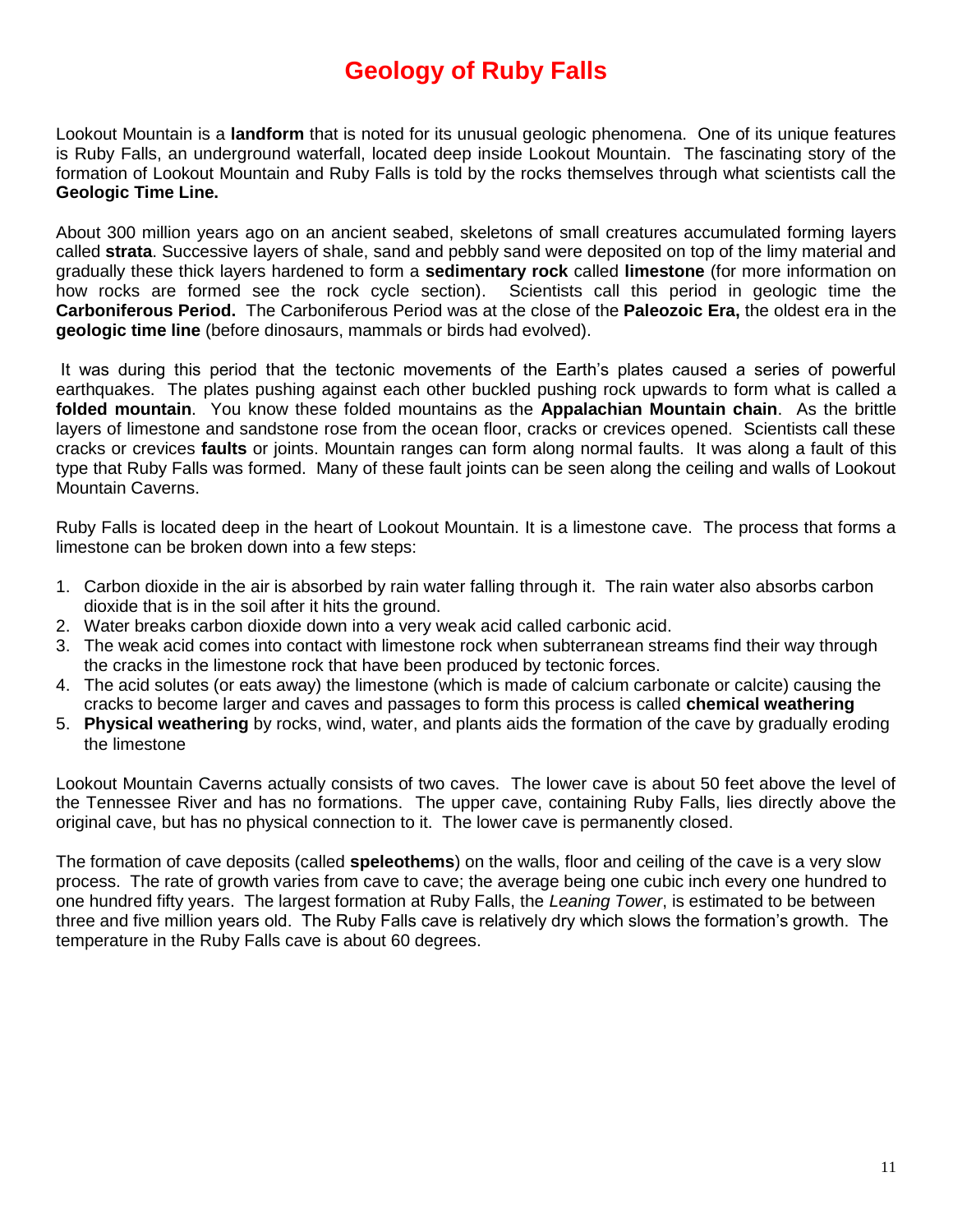# Geology of Ruby Falls

Lookout Mountain is a **landform** that is noted for its unusual geologic phenomena. One of its unique features is Ruby Falls, an underground waterfall, located deep inside Lookout Mountain. The fascinating story of the formation of Lookout Mountain and Ruby Falls is told by the rocks themselves through what scientists call the **Geologic Time Line.**

About 300 million years ago on an ancient seabed, skeletons of small creatures accumulated forming layers called **strata**. Successive layers of shale, sand and pebbly sand were deposited on top of the limy material and gradually these thick layers hardened to form a **sedimentary rock** called **limestone** (for more information on how rocks are formed see the rock cycle section). Scientists call this period in geologic time the **Carboniferous Period.** The Carboniferous Period was at the close of the **Paleozoic Era,** the oldest era in the **geologic time line** (before dinosaurs, mammals or birds had evolved).

It was during this period that the tectonic movements of the Earth's plates caused a series of powerful earthquakes. The plates pushing against each other buckled pushing rock upwards to form what is called a **folded mountain**. You know these folded mountains as the **Appalachian Mountain chain**. As the brittle layers of limestone and sandstone rose from the ocean floor, cracks or crevices opened. Scientists call these cracks or crevices **faults** or joints. Mountain ranges can form along normal faults. It was along a fault of this type that Ruby Falls was formed. Many of these fault joints can be seen along the ceiling and walls of Lookout Mountain Caverns.

Ruby Falls is located deep in the heart of Lookout Mountain. It is a limestone cave. The process that forms a limestone can be broken down into a few steps:

1. Carbon dioxide in the air is absorbed by rain water falling through it. The rain water also absorbs carbon dioxide that is in the soil after it hits the ground.
2. Water breaks carbon dioxide down into a very weak acid called carbonic acid.
3. The weak acid comes into contact with limestone rock when subterranean streams find their way through the cracks in the limestone rock that have been produced by tectonic forces.
4. The acid solutes (or eats away) the limestone (which is made of calcium carbonate or calcite) causing the cracks to become larger and caves and passages to form this process is called **chemical weathering**
5. **Physical weathering** by rocks, wind, water, and plants aids the formation of the cave by gradually eroding the limestone

Lookout Mountain Caverns actually consists of two caves. The lower cave is about 50 feet above the level of the Tennessee River and has no formations. The upper cave, containing Ruby Falls, lies directly above the original cave, but has no physical connection to it. The lower cave is permanently closed.

The formation of cave deposits (called **speleothems**) on the walls, floor and ceiling of the cave is a very slow process. The rate of growth varies from cave to cave; the average being one cubic inch every one hundred to one hundred fifty years. The largest formation at Ruby Falls, the *Leaning Tower*, is estimated to be between three and five million years old. The Ruby Falls cave is relatively dry which slows the formation's growth. The temperature in the Ruby Falls cave is about 60 degrees.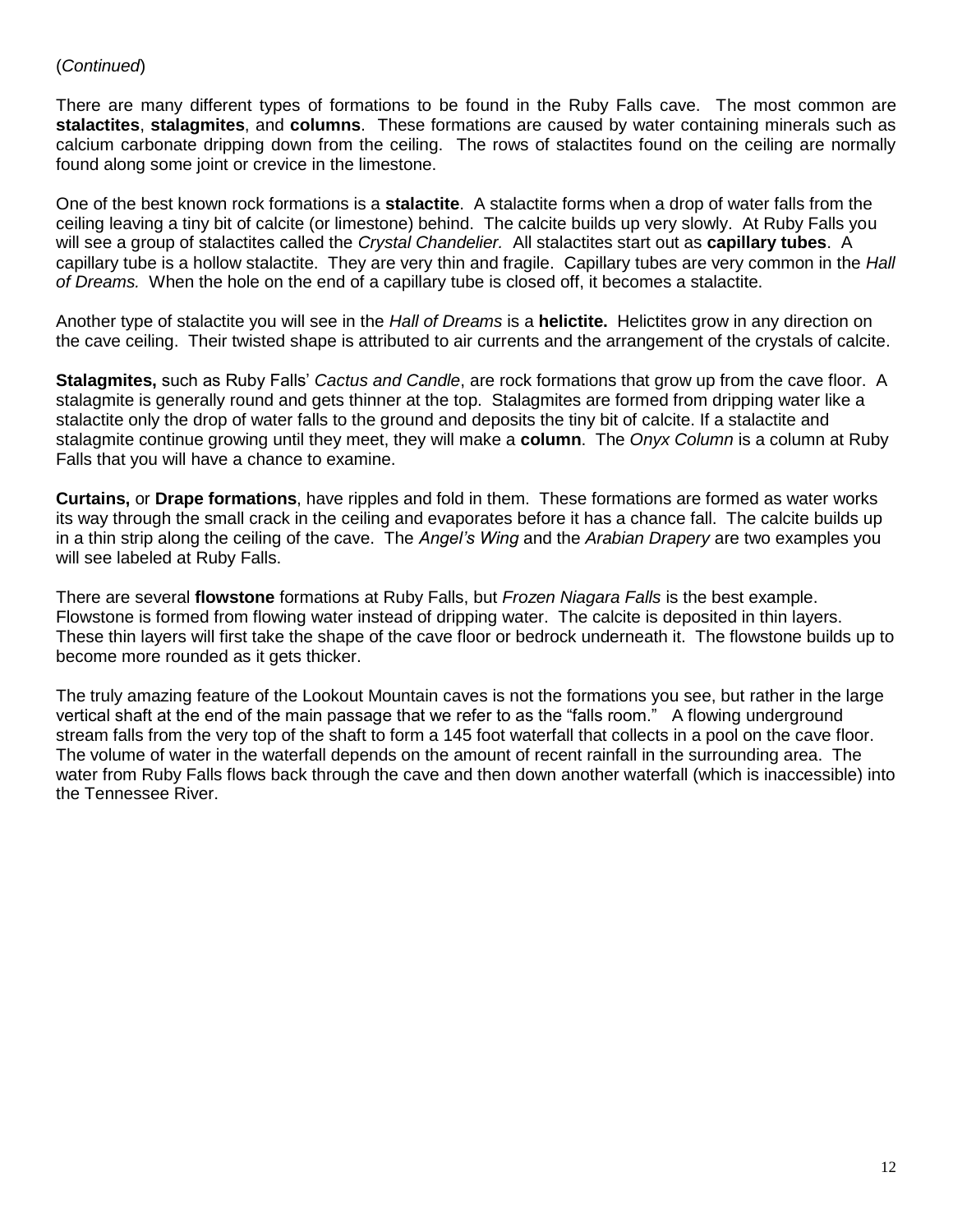(*Continued*)

There are many different types of formations to be found in the Ruby Falls cave. The most common are **stalactites**, **stalagmites**, and **columns**. These formations are caused by water containing minerals such as calcium carbonate dripping down from the ceiling. The rows of stalactites found on the ceiling are normally found along some joint or crevice in the limestone.

One of the best known rock formations is a **stalactite**. A stalactite forms when a drop of water falls from the ceiling leaving a tiny bit of calcite (or limestone) behind. The calcite builds up very slowly. At Ruby Falls you will see a group of stalactites called the *Crystal Chandelier.* All stalactites start out as **capillary tubes**. A capillary tube is a hollow stalactite. They are very thin and fragile. Capillary tubes are very common in the *Hall of Dreams.* When the hole on the end of a capillary tube is closed off, it becomes a stalactite.

Another type of stalactite you will see in the *Hall of Dreams* is a **helictite.** Helictites grow in any direction on the cave ceiling. Their twisted shape is attributed to air currents and the arrangement of the crystals of calcite.

**Stalagmites,** such as Ruby Falls' *Cactus and Candle*, are rock formations that grow up from the cave floor. A stalagmite is generally round and gets thinner at the top. Stalagmites are formed from dripping water like a stalactite only the drop of water falls to the ground and deposits the tiny bit of calcite. If a stalactite and stalagmite continue growing until they meet, they will make a **column**. The *Onyx Column* is a column at Ruby Falls that you will have a chance to examine.

**Curtains,** or **Drape formations**, have ripples and fold in them. These formations are formed as water works its way through the small crack in the ceiling and evaporates before it has a chance fall. The calcite builds up in a thin strip along the ceiling of the cave. The *Angel's Wing* and the *Arabian Drapery* are two examples you will see labeled at Ruby Falls.

There are several **flowstone** formations at Ruby Falls, but *Frozen Niagara Falls* is the best example. Flowstone is formed from flowing water instead of dripping water. The calcite is deposited in thin layers. These thin layers will first take the shape of the cave floor or bedrock underneath it. The flowstone builds up to become more rounded as it gets thicker.

The truly amazing feature of the Lookout Mountain caves is not the formations you see, but rather in the large vertical shaft at the end of the main passage that we refer to as the "falls room." A flowing underground stream falls from the very top of the shaft to form a 145 foot waterfall that collects in a pool on the cave floor. The volume of water in the waterfall depends on the amount of recent rainfall in the surrounding area. The water from Ruby Falls flows back through the cave and then down another waterfall (which is inaccessible) into the Tennessee River.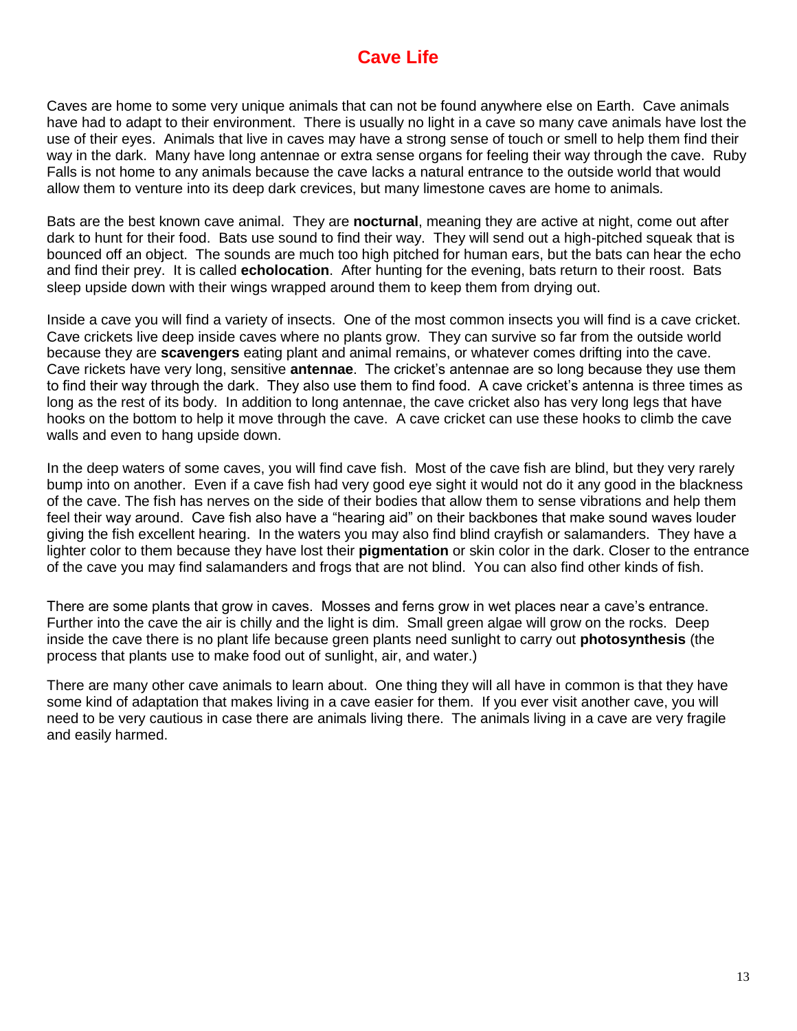# Cave Life

Caves are home to some very unique animals that can not be found anywhere else on Earth. Cave animals have had to adapt to their environment. There is usually no light in a cave so many cave animals have lost the use of their eyes. Animals that live in caves may have a strong sense of touch or smell to help them find their way in the dark. Many have long antennae or extra sense organs for feeling their way through the cave. Ruby Falls is not home to any animals because the cave lacks a natural entrance to the outside world that would allow them to venture into its deep dark crevices, but many limestone caves are home to animals.

Bats are the best known cave animal. They are **nocturnal**, meaning they are active at night, come out after dark to hunt for their food. Bats use sound to find their way. They will send out a high-pitched squeak that is bounced off an object. The sounds are much too high pitched for human ears, but the bats can hear the echo and find their prey. It is called **echolocation**. After hunting for the evening, bats return to their roost. Bats sleep upside down with their wings wrapped around them to keep them from drying out.

Inside a cave you will find a variety of insects. One of the most common insects you will find is a cave cricket. Cave crickets live deep inside caves where no plants grow. They can survive so far from the outside world because they are **scavengers** eating plant and animal remains, or whatever comes drifting into the cave. Cave rickets have very long, sensitive **antennae**. The cricket's antennae are so long because they use them to find their way through the dark. They also use them to find food. A cave cricket's antenna is three times as long as the rest of its body. In addition to long antennae, the cave cricket also has very long legs that have hooks on the bottom to help it move through the cave. A cave cricket can use these hooks to climb the cave walls and even to hang upside down.

In the deep waters of some caves, you will find cave fish. Most of the cave fish are blind, but they very rarely bump into on another. Even if a cave fish had very good eye sight it would not do it any good in the blackness of the cave. The fish has nerves on the side of their bodies that allow them to sense vibrations and help them feel their way around. Cave fish also have a "hearing aid" on their backbones that make sound waves louder giving the fish excellent hearing. In the waters you may also find blind crayfish or salamanders. They have a lighter color to them because they have lost their **pigmentation** or skin color in the dark. Closer to the entrance of the cave you may find salamanders and frogs that are not blind. You can also find other kinds of fish.

There are some plants that grow in caves. Mosses and ferns grow in wet places near a cave's entrance. Further into the cave the air is chilly and the light is dim. Small green algae will grow on the rocks. Deep inside the cave there is no plant life because green plants need sunlight to carry out **photosynthesis** (the process that plants use to make food out of sunlight, air, and water.)

There are many other cave animals to learn about. One thing they will all have in common is that they have some kind of adaptation that makes living in a cave easier for them. If you ever visit another cave, you will need to be very cautious in case there are animals living there. The animals living in a cave are very fragile and easily harmed.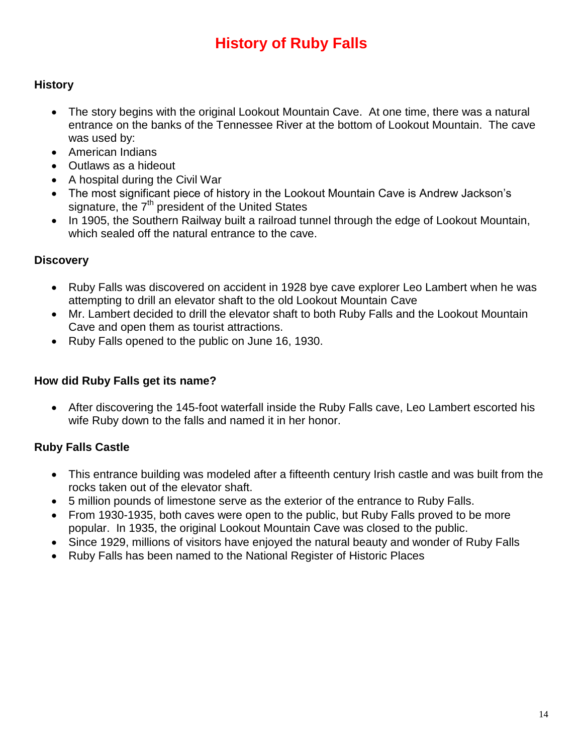# History of Ruby Falls

## History

- The story begins with the original Lookout Mountain Cave. At one time, there was a natural entrance on the banks of the Tennessee River at the bottom of Lookout Mountain. The cave was used by:
- American Indians
- Outlaws as a hideout
- A hospital during the Civil War
- The most significant piece of history in the Lookout Mountain Cave is Andrew Jackson's signature, the 7th president of the United States
- In 1905, the Southern Railway built a railroad tunnel through the edge of Lookout Mountain, which sealed off the natural entrance to the cave.

## Discovery

- Ruby Falls was discovered on accident in 1928 bye cave explorer Leo Lambert when he was attempting to drill an elevator shaft to the old Lookout Mountain Cave
- Mr. Lambert decided to drill the elevator shaft to both Ruby Falls and the Lookout Mountain Cave and open them as tourist attractions.
- Ruby Falls opened to the public on June 16, 1930.

## How did Ruby Falls get its name?

- After discovering the 145-foot waterfall inside the Ruby Falls cave, Leo Lambert escorted his wife Ruby down to the falls and named it in her honor.

## Ruby Falls Castle

- This entrance building was modeled after a fifteenth century Irish castle and was built from the rocks taken out of the elevator shaft.
- 5 million pounds of limestone serve as the exterior of the entrance to Ruby Falls.
- From 1930-1935, both caves were open to the public, but Ruby Falls proved to be more popular. In 1935, the original Lookout Mountain Cave was closed to the public.
- Since 1929, millions of visitors have enjoyed the natural beauty and wonder of Ruby Falls
- Ruby Falls has been named to the National Register of Historic Places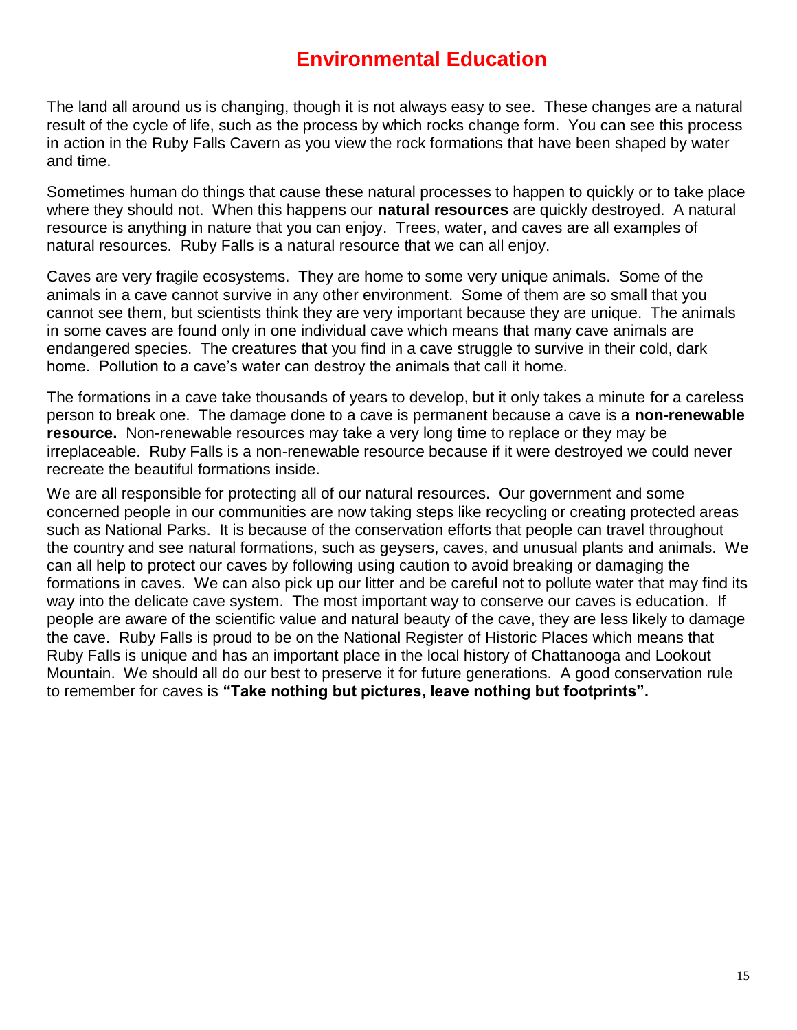# Environmental Education

The land all around us is changing, though it is not always easy to see. These changes are a natural result of the cycle of life, such as the process by which rocks change form. You can see this process in action in the Ruby Falls Cavern as you view the rock formations that have been shaped by water and time.

Sometimes human do things that cause these natural processes to happen to quickly or to take place where they should not. When this happens our **natural resources** are quickly destroyed. A natural resource is anything in nature that you can enjoy. Trees, water, and caves are all examples of natural resources. Ruby Falls is a natural resource that we can all enjoy.

Caves are very fragile ecosystems. They are home to some very unique animals. Some of the animals in a cave cannot survive in any other environment. Some of them are so small that you cannot see them, but scientists think they are very important because they are unique. The animals in some caves are found only in one individual cave which means that many cave animals are endangered species. The creatures that you find in a cave struggle to survive in their cold, dark home. Pollution to a cave's water can destroy the animals that call it home.

The formations in a cave take thousands of years to develop, but it only takes a minute for a careless person to break one. The damage done to a cave is permanent because a cave is a **non-renewable resource.** Non-renewable resources may take a very long time to replace or they may be irreplaceable. Ruby Falls is a non-renewable resource because if it were destroyed we could never recreate the beautiful formations inside.

We are all responsible for protecting all of our natural resources. Our government and some concerned people in our communities are now taking steps like recycling or creating protected areas such as National Parks. It is because of the conservation efforts that people can travel throughout the country and see natural formations, such as geysers, caves, and unusual plants and animals. We can all help to protect our caves by following using caution to avoid breaking or damaging the formations in caves. We can also pick up our litter and be careful not to pollute water that may find its way into the delicate cave system. The most important way to conserve our caves is education. If people are aware of the scientific value and natural beauty of the cave, they are less likely to damage the cave. Ruby Falls is proud to be on the National Register of Historic Places which means that Ruby Falls is unique and has an important place in the local history of Chattanooga and Lookout Mountain. We should all do our best to preserve it for future generations. A good conservation rule to remember for caves is **"Take nothing but pictures, leave nothing but footprints".**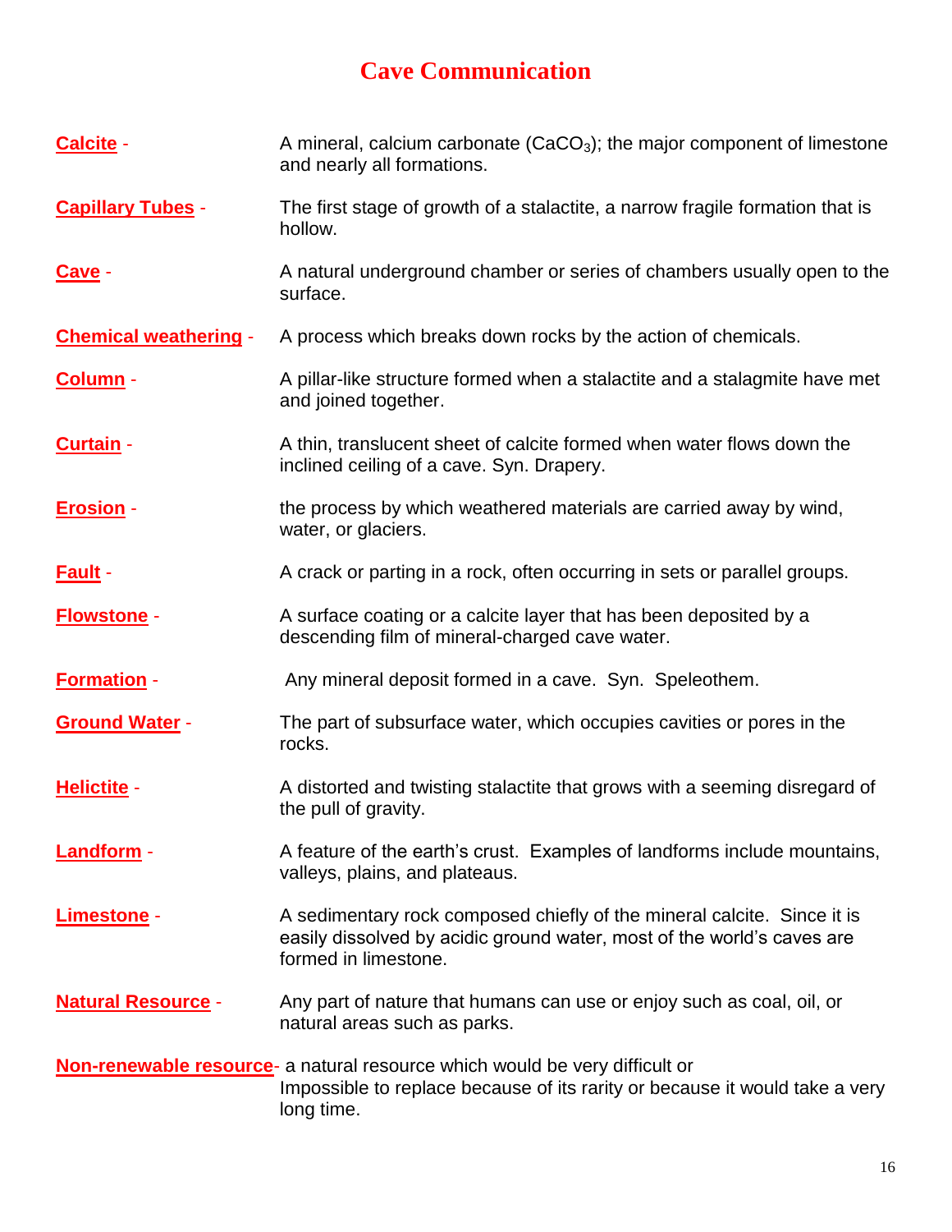# Cave Communication

**Calcite** - A mineral, calcium carbonate ($CaCO_3$); the major component of limestone and nearly all formations.

**Capillary Tubes** - The first stage of growth of a stalactite, a narrow fragile formation that is hollow.

**Cave** - A natural underground chamber or series of chambers usually open to the surface.

**Chemical weathering** - A process which breaks down rocks by the action of chemicals.

**Column** - A pillar-like structure formed when a stalactite and a stalagmite have met and joined together.

**Curtain** - A thin, translucent sheet of calcite formed when water flows down the inclined ceiling of a cave. Syn. Drapery.

**Erosion** - the process by which weathered materials are carried away by wind, water, or glaciers.

**Fault** - A crack or parting in a rock, often occurring in sets or parallel groups.

**Flowstone** - A surface coating or a calcite layer that has been deposited by a descending film of mineral-charged cave water.

**Formation** - Any mineral deposit formed in a cave. Syn. Speleothem.

**Ground Water** - The part of subsurface water, which occupies cavities or pores in the rocks.

**Helictite** - A distorted and twisting stalactite that grows with a seeming disregard of the pull of gravity.

**Landform** - A feature of the earth's crust. Examples of landforms include mountains, valleys, plains, and plateaus.

**Limestone** - A sedimentary rock composed chiefly of the mineral calcite. Since it is easily dissolved by acidic ground water, most of the world's caves are formed in limestone.

**Natural Resource** - Any part of nature that humans can use or enjoy such as coal, oil, or natural areas such as parks.

**Non-renewable resource** - a natural resource which would be very difficult or Impossible to replace because of its rarity or because it would take a very long time.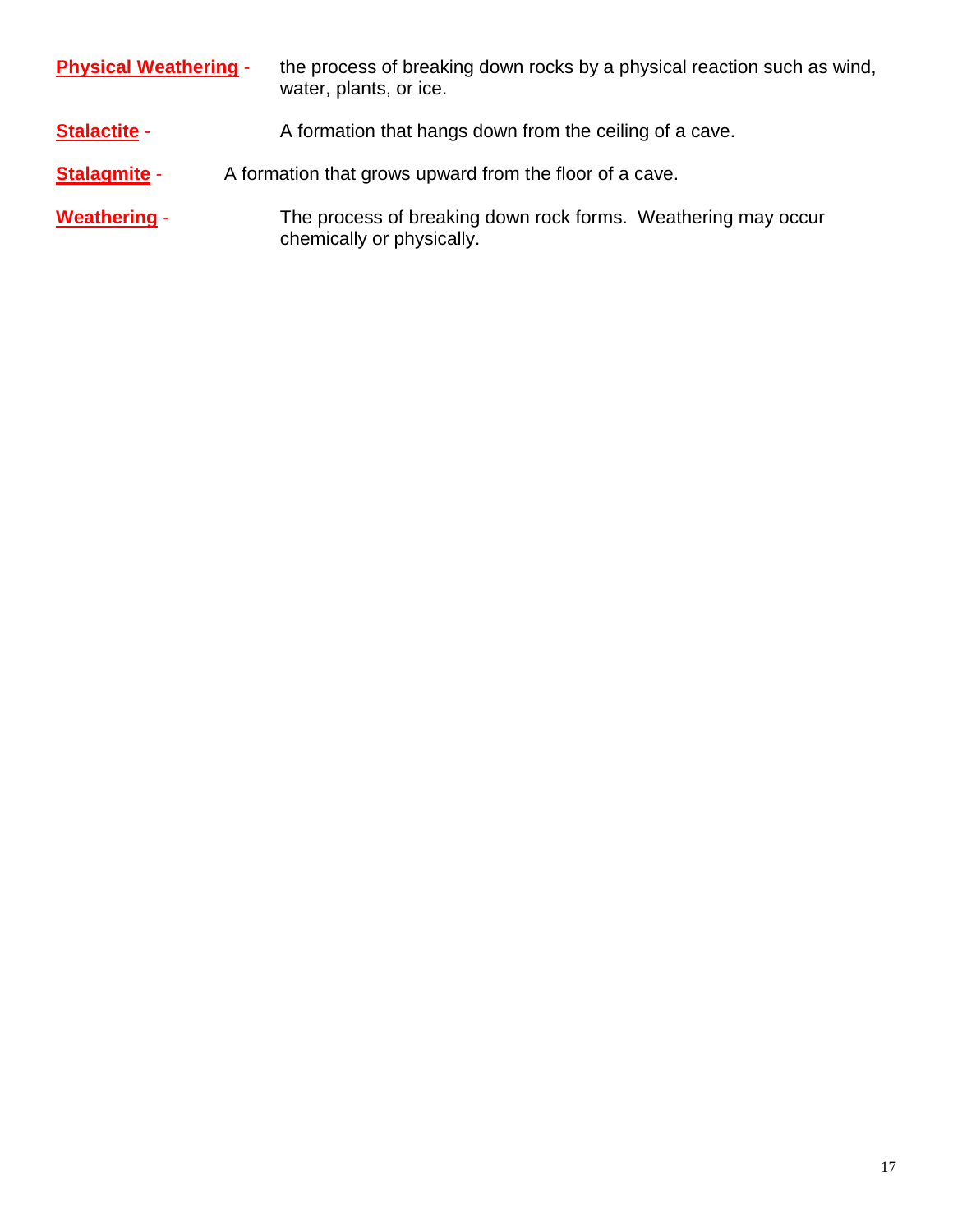**Physical Weathering** - the process of breaking down rocks by a physical reaction such as wind, water, plants, or ice.

**Stalactite** - A formation that hangs down from the ceiling of a cave.

**Stalagmite** - A formation that grows upward from the floor of a cave.

**Weathering** - The process of breaking down rock forms. Weathering may occur chemically or physically.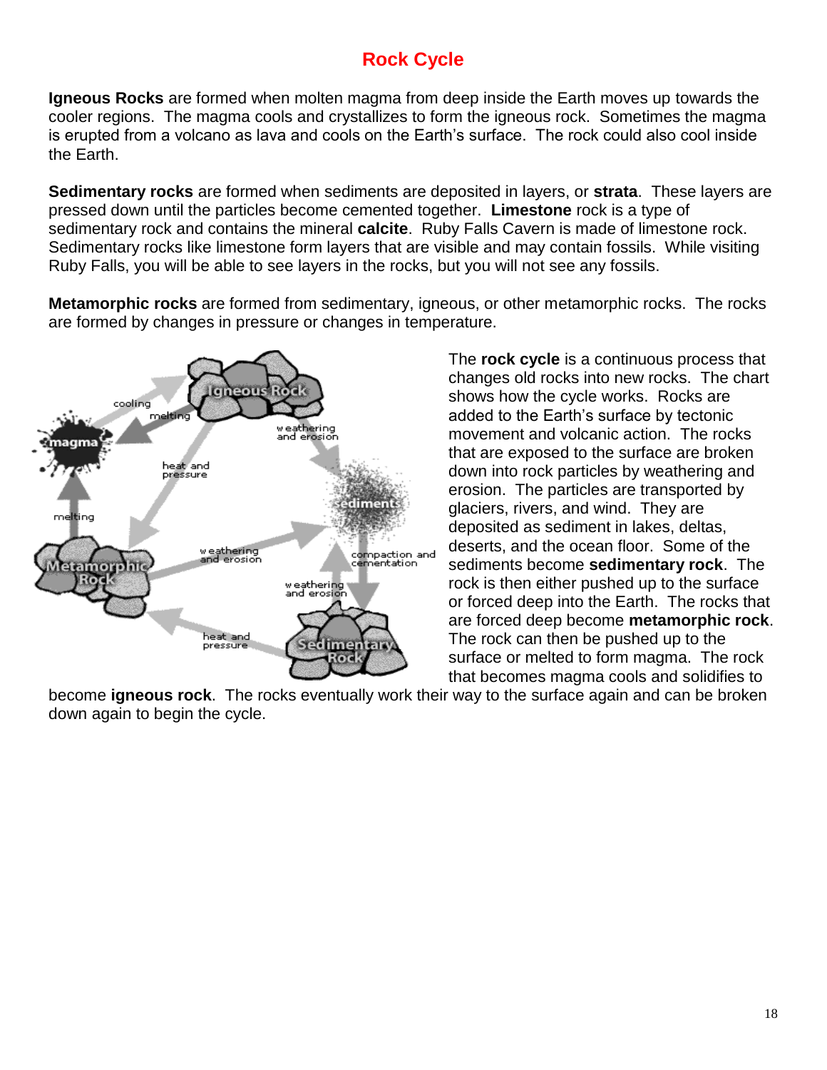# Rock Cycle

**Igneous Rocks** are formed when molten magma from deep inside the Earth moves up towards the cooler regions. The magma cools and crystallizes to form the igneous rock. Sometimes the magma is erupted from a volcano as lava and cools on the Earth's surface. The rock could also cool inside the Earth.

**Sedimentary rocks** are formed when sediments are deposited in layers, or **strata**. These layers are pressed down until the particles become cemented together. **Limestone** rock is a type of sedimentary rock and contains the mineral **calcite**. Ruby Falls Cavern is made of limestone rock. Sedimentary rocks like limestone form layers that are visible and may contain fossils. While visiting Ruby Falls, you will be able to see layers in the rocks, but you will not see any fossils.

**Metamorphic rocks** are formed from sedimentary, igneous, or other metamorphic rocks. The rocks are formed by changes in pressure or changes in temperature.

The **rock cycle** is a continuous process that changes old rocks into new rocks. The chart shows how the cycle works. Rocks are added to the Earth's surface by tectonic movement and volcanic action. The rocks that are exposed to the surface are broken down into rock particles by weathering and erosion. The particles are transported by glaciers, rivers, and wind. They are deposited as sediment in lakes, deltas, deserts, and the ocean floor. Some of the sediments become **sedimentary rock**. The rock is then either pushed up to the surface or forced deep into the Earth. The rocks that are forced deep become **metamorphic rock**. The rock can then be pushed up to the surface or melted to form magma. The rock that becomes magma cools and solidifies to become **igneous rock**. The rocks eventually work their way to the surface again and can be broken down again to begin the cycle.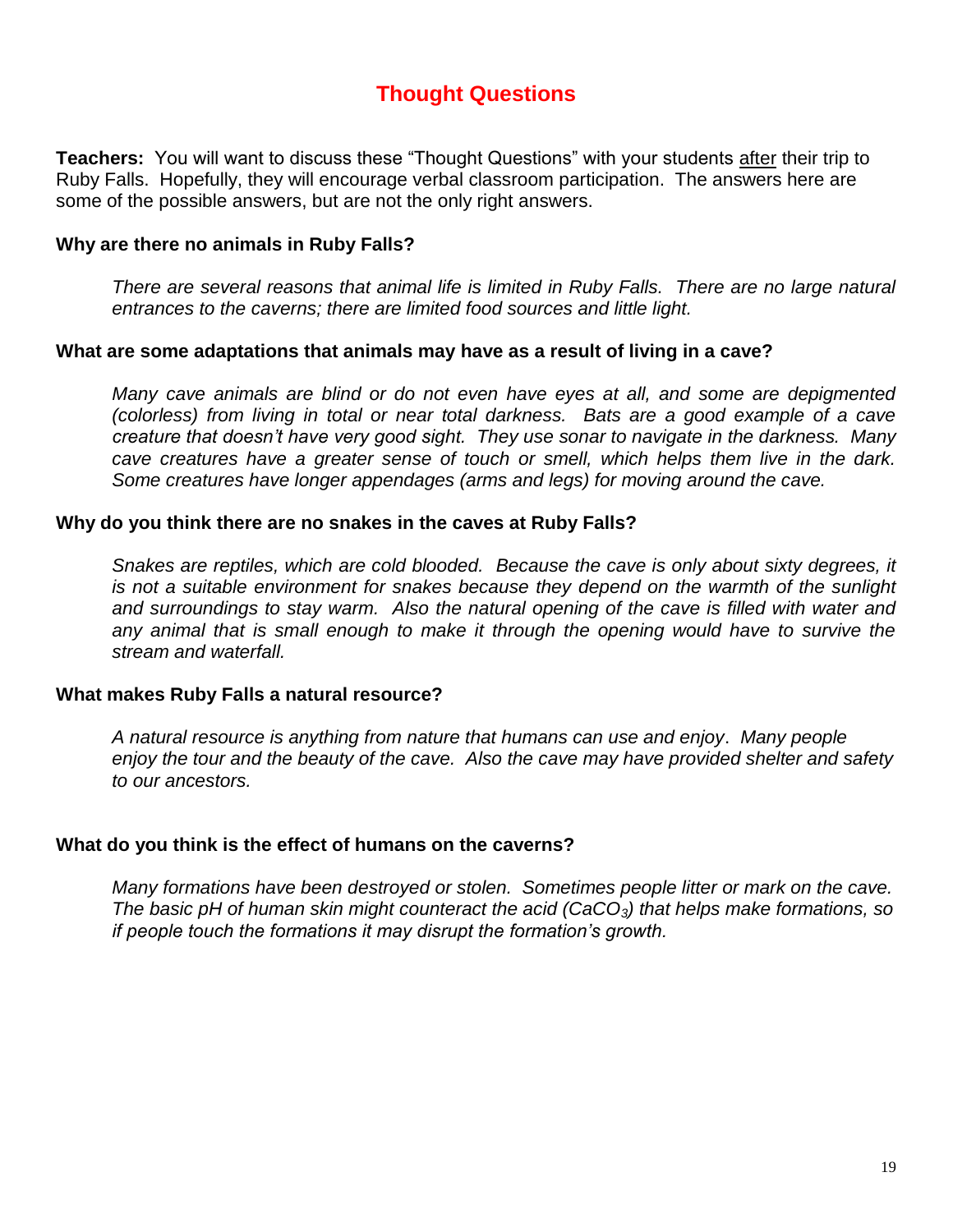# Thought Questions

**Teachers:** You will want to discuss these "Thought Questions" with your students after their trip to Ruby Falls. Hopefully, they will encourage verbal classroom participation. The answers here are some of the possible answers, but are not the only right answers.

**Why are there no animals in Ruby Falls?**

*There are several reasons that animal life is limited in Ruby Falls. There are no large natural entrances to the caverns; there are limited food sources and little light.*

**What are some adaptations that animals may have as a result of living in a cave?**

*Many cave animals are blind or do not even have eyes at all, and some are depigmented (colorless) from living in total or near total darkness. Bats are a good example of a cave creature that doesn't have very good sight. They use sonar to navigate in the darkness. Many cave creatures have a greater sense of touch or smell, which helps them live in the dark. Some creatures have longer appendages (arms and legs) for moving around the cave.*

**Why do you think there are no snakes in the caves at Ruby Falls?**

*Snakes are reptiles, which are cold blooded. Because the cave is only about sixty degrees, it is not a suitable environment for snakes because they depend on the warmth of the sunlight and surroundings to stay warm. Also the natural opening of the cave is filled with water and any animal that is small enough to make it through the opening would have to survive the stream and waterfall.*

**What makes Ruby Falls a natural resource?**

*A natural resource is anything from nature that humans can use and enjoy. Many people enjoy the tour and the beauty of the cave. Also the cave may have provided shelter and safety to our ancestors.*

**What do you think is the effect of humans on the caverns?**

*Many formations have been destroyed or stolen. Sometimes people litter or mark on the cave. The basic pH of human skin might counteract the acid ($CaCO_3$) that helps make formations, so if people touch the formations it may disrupt the formation's growth.*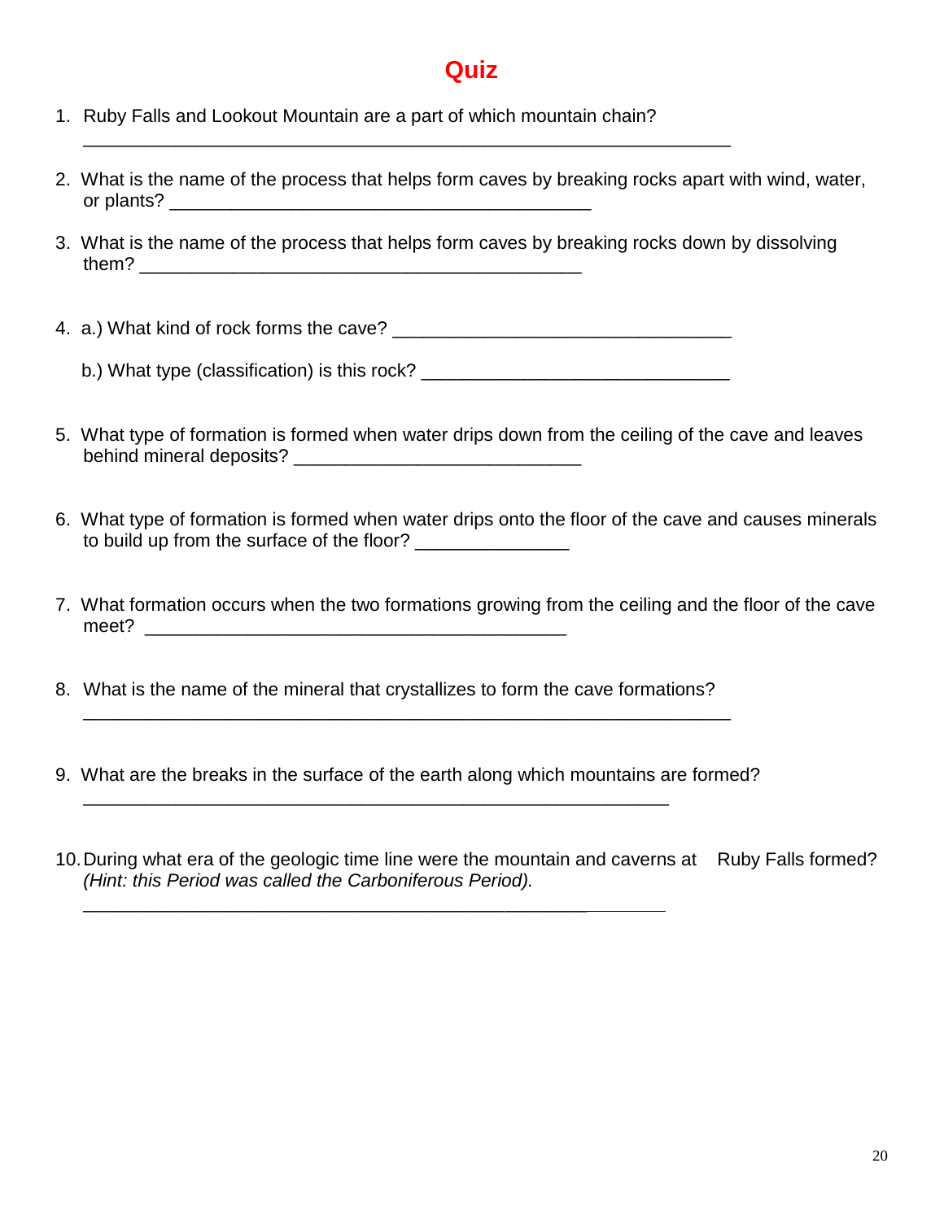# Quiz

1. Ruby Falls and Lookout Mountain are a part of which mountain chain?
   _______________________________________________________________

2. What is the name of the process that helps form caves by breaking rocks apart with wind, water, or plants? _________________________________________

3. What is the name of the process that helps form caves by breaking rocks down by dissolving them? ___________________________________________

4. a.) What kind of rock forms the cave? _________________________________

   b.) What type (classification) is this rock? ______________________________

5. What type of formation is formed when water drips down from the ceiling of the cave and leaves behind mineral deposits? ____________________________

6. What type of formation is formed when water drips onto the floor of the cave and causes minerals to build up from the surface of the floor? _______________

7. What formation occurs when the two formations growing from the ceiling and the floor of the cave meet? _________________________________________

8. What is the name of the mineral that crystallizes to form the cave formations?
   _______________________________________________________________

9. What are the breaks in the surface of the earth along which mountains are formed?
   _________________________________________________________

10. During what era of the geologic time line were the mountain and caverns at Ruby Falls formed? *(Hint: this Period was called the Carboniferous Period).*
    _________________________________________________________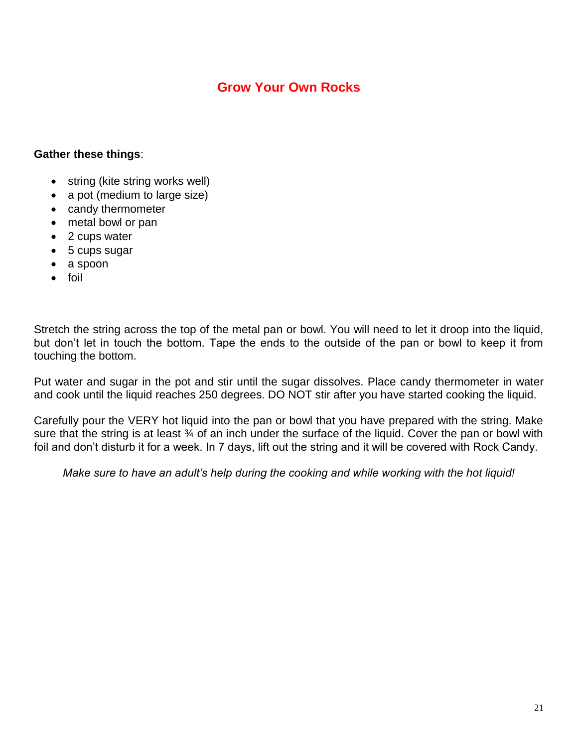## Grow Your Own Rocks

**Gather these things**:

- string (kite string works well)
- a pot (medium to large size)
- candy thermometer
- metal bowl or pan
- 2 cups water
- 5 cups sugar
- a spoon
- foil

Stretch the string across the top of the metal pan or bowl. You will need to let it droop into the liquid, but don't let in touch the bottom. Tape the ends to the outside of the pan or bowl to keep it from touching the bottom.

Put water and sugar in the pot and stir until the sugar dissolves. Place candy thermometer in water and cook until the liquid reaches 250 degrees. DO NOT stir after you have started cooking the liquid.

Carefully pour the VERY hot liquid into the pan or bowl that you have prepared with the string. Make sure that the string is at least ¾ of an inch under the surface of the liquid. Cover the pan or bowl with foil and don't disturb it for a week. In 7 days, lift out the string and it will be covered with Rock Candy.

*Make sure to have an adult's help during the cooking and while working with the hot liquid!*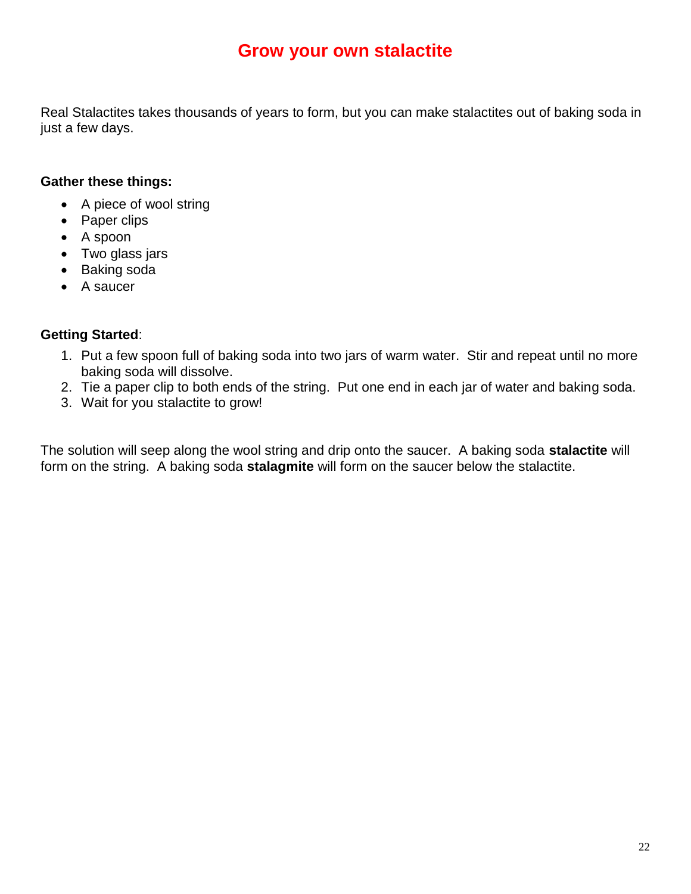# Grow your own stalactite

Real Stalactites takes thousands of years to form, but you can make stalactites out of baking soda in just a few days.

**Gather these things:**

- A piece of wool string
- Paper clips
- A spoon
- Two glass jars
- Baking soda
- A saucer

**Getting Started**:

1. Put a few spoon full of baking soda into two jars of warm water. Stir and repeat until no more baking soda will dissolve.
2. Tie a paper clip to both ends of the string. Put one end in each jar of water and baking soda.
3. Wait for you stalactite to grow!

The solution will seep along the wool string and drip onto the saucer. A baking soda **stalactite** will form on the string. A baking soda **stalagmite** will form on the saucer below the stalactite.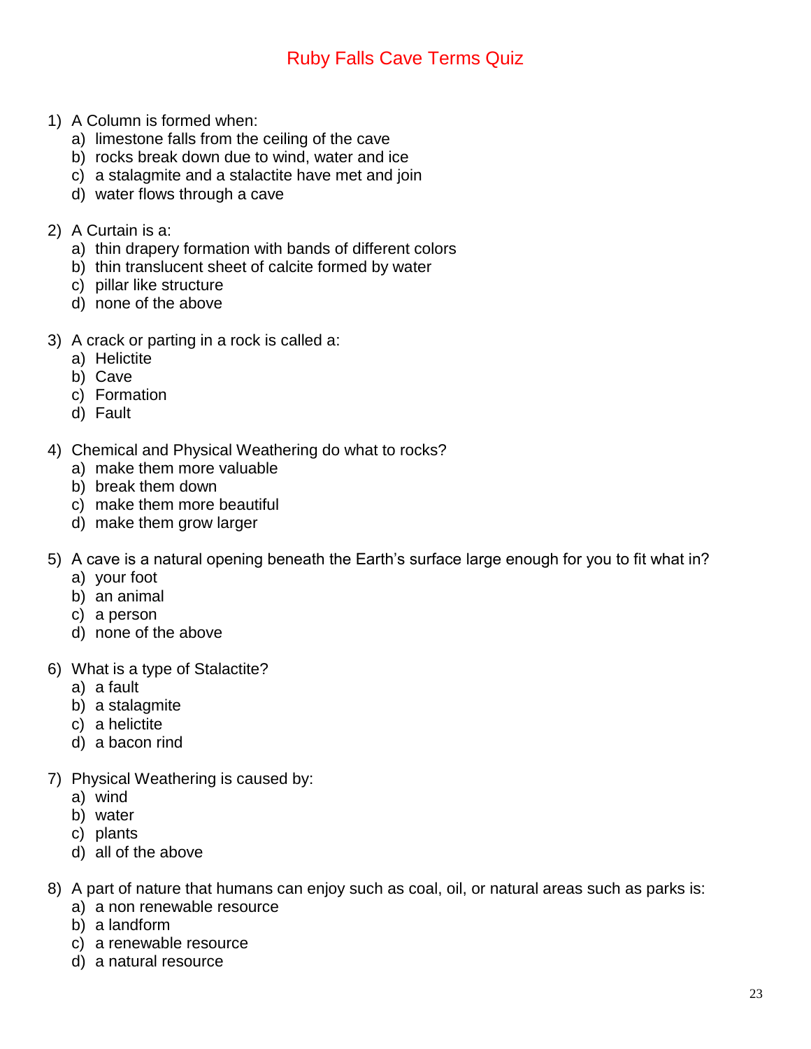# Ruby Falls Cave Terms Quiz

1) A Column is formed when:
   a) limestone falls from the ceiling of the cave
   b) rocks break down due to wind, water and ice
   c) a stalagmite and a stalactite have met and join
   d) water flows through a cave

2) A Curtain is a:
   a) thin drapery formation with bands of different colors
   b) thin translucent sheet of calcite formed by water
   c) pillar like structure
   d) none of the above

3) A crack or parting in a rock is called a:
   a) Helictite
   b) Cave
   c) Formation
   d) Fault

4) Chemical and Physical Weathering do what to rocks?
   a) make them more valuable
   b) break them down
   c) make them more beautiful
   d) make them grow larger

5) A cave is a natural opening beneath the Earth's surface large enough for you to fit what in?
   a) your foot
   b) an animal
   c) a person
   d) none of the above

6) What is a type of Stalactite?
   a) a fault
   b) a stalagmite
   c) a helictite
   d) a bacon rind

7) Physical Weathering is caused by:
   a) wind
   b) water
   c) plants
   d) all of the above

8) A part of nature that humans can enjoy such as coal, oil, or natural areas such as parks is:
   a) a non renewable resource
   b) a landform
   c) a renewable resource
   d) a natural resource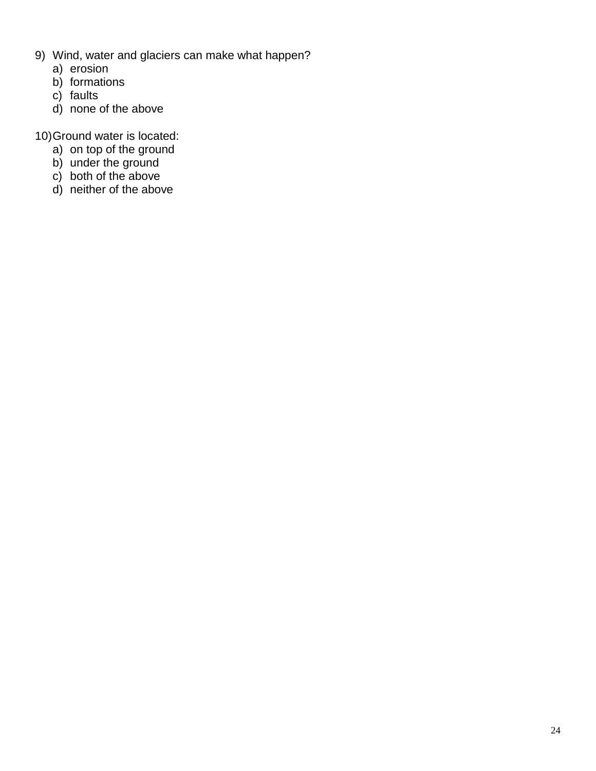9) Wind, water and glaciers can make what happen?
   a) erosion
   b) formations
   c) faults
   d) none of the above

10) Ground water is located:
    a) on top of the ground
    b) under the ground
    c) both of the above
    d) neither of the above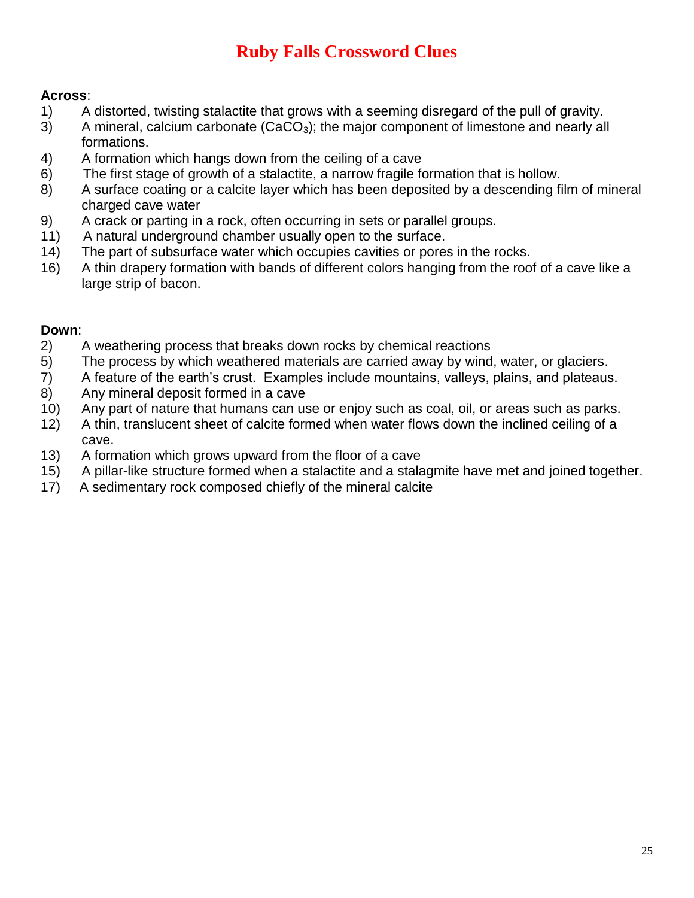# Ruby Falls Crossword Clues

**Across**:

1) A distorted, twisting stalactite that grows with a seeming disregard of the pull of gravity.
3) A mineral, calcium carbonate ($CaCO_3$); the major component of limestone and nearly all formations.
4) A formation which hangs down from the ceiling of a cave
6) The first stage of growth of a stalactite, a narrow fragile formation that is hollow.
8) A surface coating or a calcite layer which has been deposited by a descending film of mineral charged cave water
9) A crack or parting in a rock, often occurring in sets or parallel groups.
11) A natural underground chamber usually open to the surface.
14) The part of subsurface water which occupies cavities or pores in the rocks.
16) A thin drapery formation with bands of different colors hanging from the roof of a cave like a large strip of bacon.

**Down**:

2) A weathering process that breaks down rocks by chemical reactions
5) The process by which weathered materials are carried away by wind, water, or glaciers.
7) A feature of the earth's crust. Examples include mountains, valleys, plains, and plateaus.
8) Any mineral deposit formed in a cave
10) Any part of nature that humans can use or enjoy such as coal, oil, or areas such as parks.
12) A thin, translucent sheet of calcite formed when water flows down the inclined ceiling of a cave.
13) A formation which grows upward from the floor of a cave
15) A pillar-like structure formed when a stalactite and a stalagmite have met and joined together.
17) A sedimentary rock composed chiefly of the mineral calcite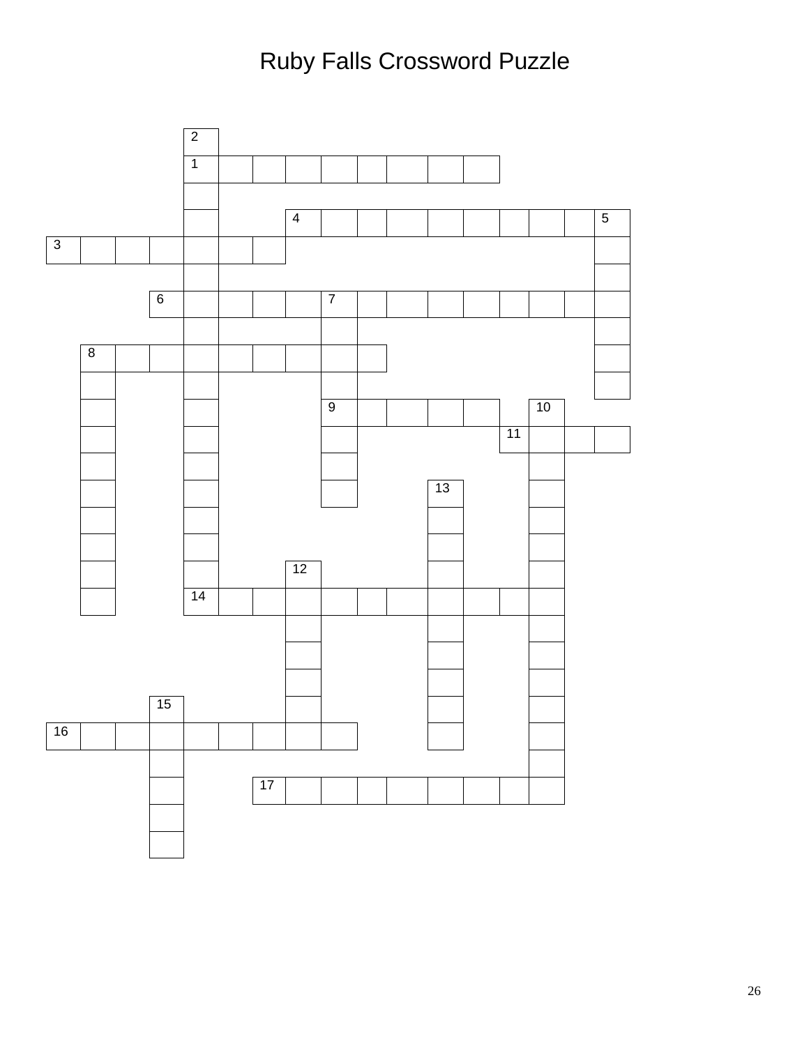# Ruby Falls Crossword Puzzle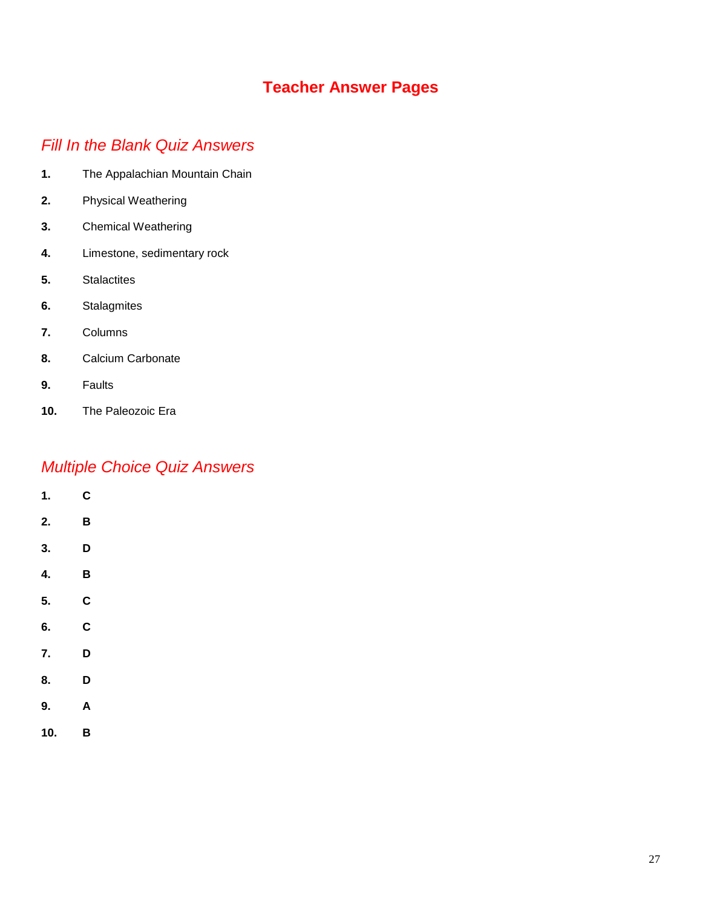# Teacher Answer Pages

## *Fill In the Blank Quiz Answers*

1. The Appalachian Mountain Chain
2. Physical Weathering
3. Chemical Weathering
4. Limestone, sedimentary rock
5. Stalactites
6. Stalagmites
7. Columns
8. Calcium Carbonate
9. Faults
10. The Paleozoic Era

## *Multiple Choice Quiz Answers*

1. **C**
2. **B**
3. **D**
4. **B**
5. **C**
6. **C**
7. **D**
8. **D**
9. **A**
10. **B**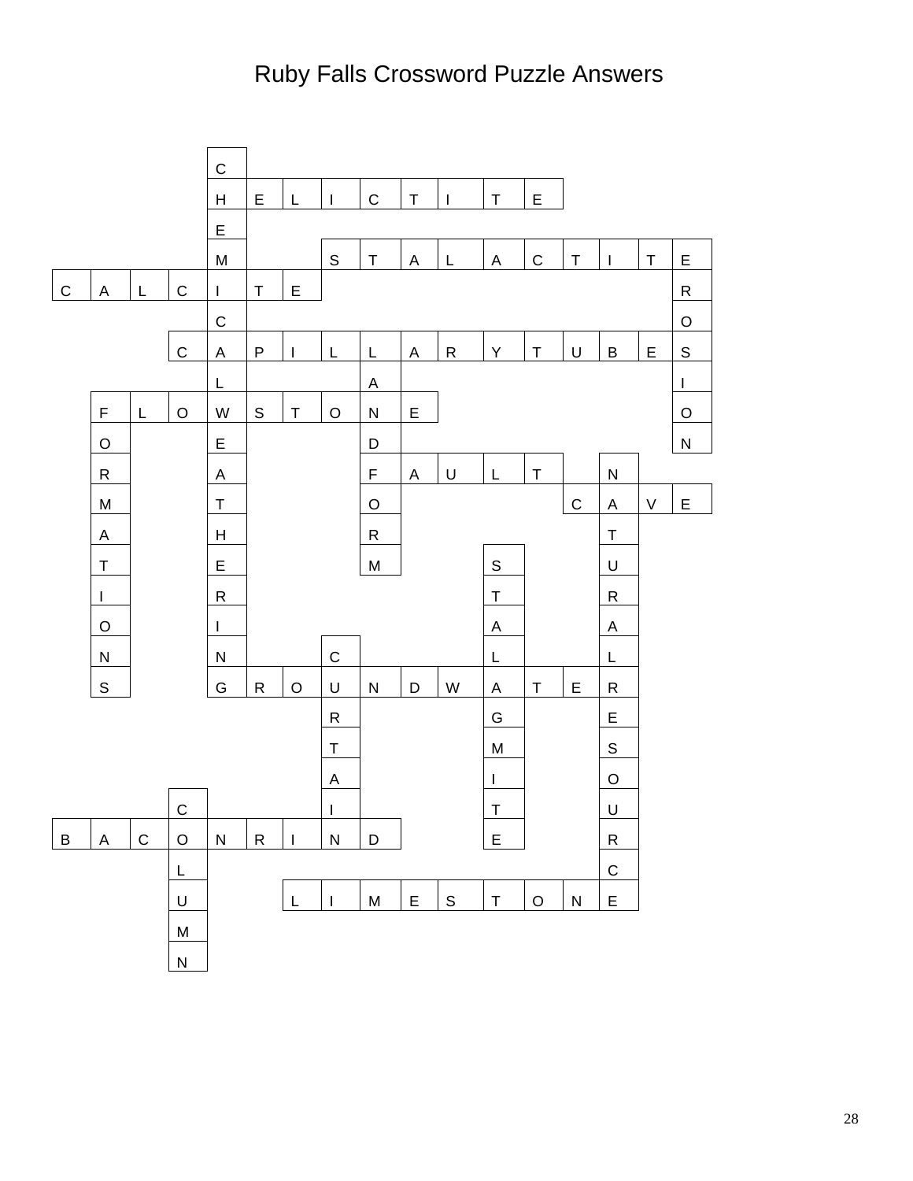# Ruby Falls Crossword Puzzle Answers

| | | | | | | | | | | | | | | | | |
|---|---|---|---|---|---|---|---|---|---|---|---|---|---|---|---|---|
| | | | | C | | | | | | | | | | | | |
| | | | | H | E | L | I | C | T | I | T | E | | | | |
| | | | | E | | | | | | | | | | | | |
| | | | | M | | | S | T | A | L | A | C | T | I | T | E |
| C | A | L | C | I | T | E | | | | | | | | | | R |
| | | | | C | | | | | | | | | | | | O |
| | | | C | A | P | I | L | L | A | R | Y | T | U | B | E | S |
| | | | | L | | | | A | | | | | | | | I |
| | F | L | O | W | S | T | O | N | E | | | | | | | O |
| | O | | | E | | | | D | | | | | | | | N |
| | R | | | A | | | | F | A | U | L | T | | N | | |
| | M | | | T | | | | O | | | | | C | A | V | E |
| | A | | | H | | | | R | | | | | | T | | |
| | T | | | E | | | | M | | | S | | | U | | |
| | I | | | R | | | | | | | T | | | R | | |
| | O | | | I | | | | | | | A | | | A | | |
| | N | | | N | | | C | | | | L | | | L | | |
| | S | | | G | R | O | U | N | D | W | A | T | E | R | | |
| | | | | | | | R | | | | G | | | E | | |
| | | | | | | | T | | | | M | | | S | | |
| | | | | | | | A | | | | I | | | O | | |
| | | | C | | | | I | | | | T | | | U | | |
| B | A | C | O | N | R | I | N | D | | | E | | | R | | |
| | | | L | | | | | | | | | | | C | | |
| | | | U | | | L | I | M | E | S | T | O | N | E | | |
| | | | M | | | | | | | | | | | | | |
| | | | N | | | | | | | | | | | | | |